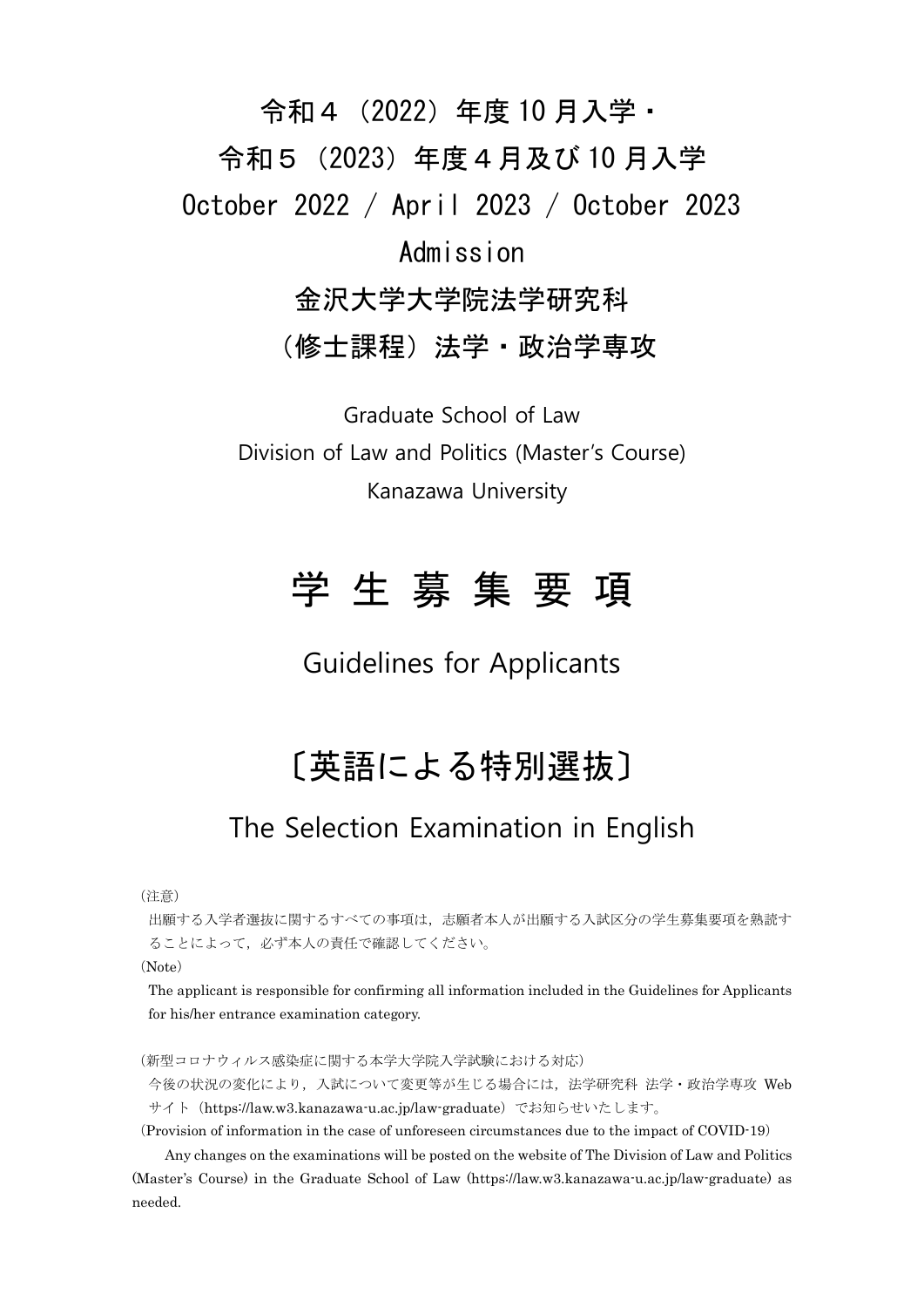# 令和４（2022）年度 10 月入学・
# 令和５（2023）年度４月及び 10 月入学
# October 2022 / April 2023 / October 2023 Admission
# 金沢大学大学院法学研究科
# （修士課程）法学・政治学専攻

Graduate School of Law
Division of Law and Politics (Master's Course)
Kanazawa University

# 学 生 募 集 要 項

## Guidelines for Applicants

# 〔英語による特別選抜〕

## The Selection Examination in English

（注意）

出願する入学者選抜に関するすべての事項は，志願者本人が出願する入試区分の学生募集要項を熟読することによって，必ず本人の責任で確認してください。

（Note）

The applicant is responsible for confirming all information included in the Guidelines for Applicants for his/her entrance examination category.

（新型コロナウィルス感染症に関する本学大学院入学試験における対応）

今後の状況の変化により，入試について変更等が生じる場合には，法学研究科 法学・政治学専攻 Web サイト（https://law.w3.kanazawa-u.ac.jp/law-graduate）でお知らせいたします。

（Provision of information in the case of unforeseen circumstances due to the impact of COVID-19）

Any changes on the examinations will be posted on the website of The Division of Law and Politics (Master's Course) in the Graduate School of Law (https://law.w3.kanazawa-u.ac.jp/law-graduate) as needed.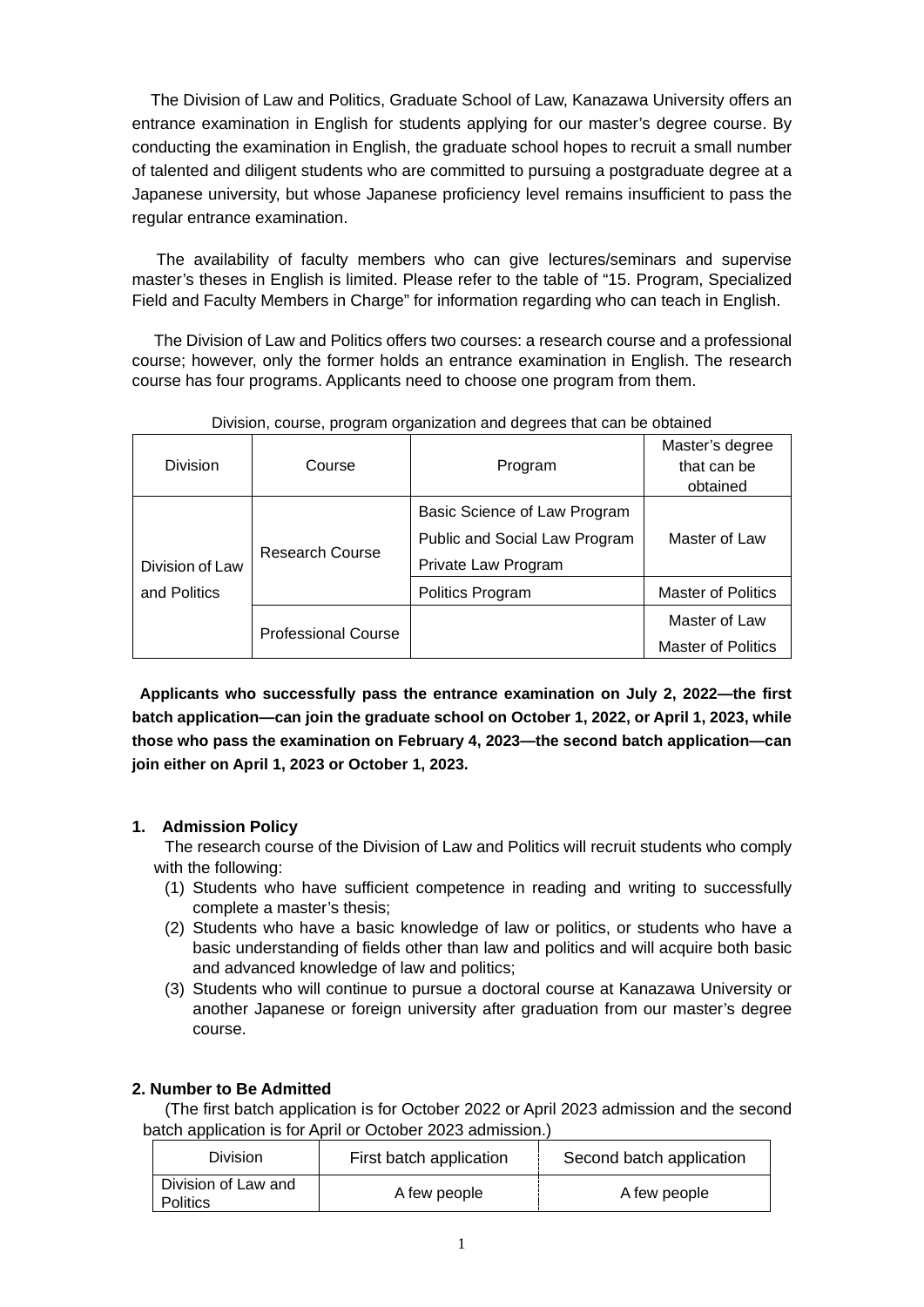The Division of Law and Politics, Graduate School of Law, Kanazawa University offers an entrance examination in English for students applying for our master's degree course. By conducting the examination in English, the graduate school hopes to recruit a small number of talented and diligent students who are committed to pursuing a postgraduate degree at a Japanese university, but whose Japanese proficiency level remains insufficient to pass the regular entrance examination.

The availability of faculty members who can give lectures/seminars and supervise master's theses in English is limited. Please refer to the table of "15. Program, Specialized Field and Faculty Members in Charge" for information regarding who can teach in English.

The Division of Law and Politics offers two courses: a research course and a professional course; however, only the former holds an entrance examination in English. The research course has four programs. Applicants need to choose one program from them.

Division, course, program organization and degrees that can be obtained

| Division | Course | Program | Master's degree that can be obtained |
|---|---|---|---|
| Division of Law and Politics | Research Course | Basic Science of Law Program<br>Public and Social Law Program<br>Private Law Program | Master of Law |
| | | Politics Program | Master of Politics |
| | Professional Course | | Master of Law<br>Master of Politics |

**Applicants who successfully pass the entrance examination on July 2, 2022—the first batch application—can join the graduate school on October 1, 2022, or April 1, 2023, while those who pass the examination on February 4, 2023—the second batch application—can join either on April 1, 2023 or October 1, 2023.**

## 1. Admission Policy

The research course of the Division of Law and Politics will recruit students who comply with the following:

(1) Students who have sufficient competence in reading and writing to successfully complete a master's thesis;

(2) Students who have a basic knowledge of law or politics, or students who have a basic understanding of fields other than law and politics and will acquire both basic and advanced knowledge of law and politics;

(3) Students who will continue to pursue a doctoral course at Kanazawa University or another Japanese or foreign university after graduation from our master's degree course.

## 2. Number to Be Admitted

(The first batch application is for October 2022 or April 2023 admission and the second batch application is for April or October 2023 admission.)

| Division | First batch application | Second batch application |
|---|---|---|
| Division of Law and Politics | A few people | A few people |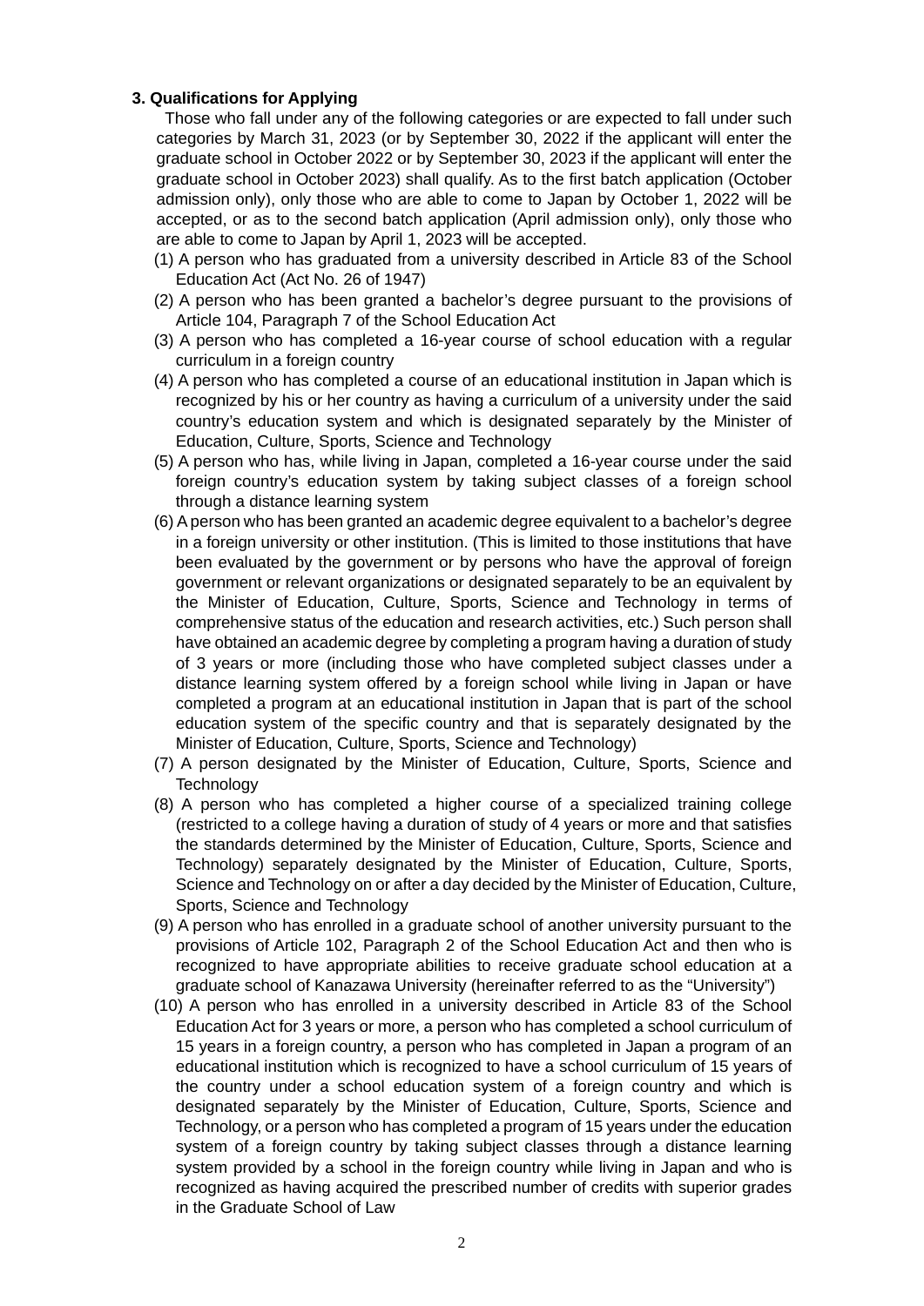### 3. Qualifications for Applying

Those who fall under any of the following categories or are expected to fall under such categories by March 31, 2023 (or by September 30, 2022 if the applicant will enter the graduate school in October 2022 or by September 30, 2023 if the applicant will enter the graduate school in October 2023) shall qualify. As to the first batch application (October admission only), only those who are able to come to Japan by October 1, 2022 will be accepted, or as to the second batch application (April admission only), only those who are able to come to Japan by April 1, 2023 will be accepted.

(1) A person who has graduated from a university described in Article 83 of the School Education Act (Act No. 26 of 1947)

(2) A person who has been granted a bachelor's degree pursuant to the provisions of Article 104, Paragraph 7 of the School Education Act

(3) A person who has completed a 16-year course of school education with a regular curriculum in a foreign country

(4) A person who has completed a course of an educational institution in Japan which is recognized by his or her country as having a curriculum of a university under the said country's education system and which is designated separately by the Minister of Education, Culture, Sports, Science and Technology

(5) A person who has, while living in Japan, completed a 16-year course under the said foreign country's education system by taking subject classes of a foreign school through a distance learning system

(6) A person who has been granted an academic degree equivalent to a bachelor's degree in a foreign university or other institution. (This is limited to those institutions that have been evaluated by the government or by persons who have the approval of foreign government or relevant organizations or designated separately to be an equivalent by the Minister of Education, Culture, Sports, Science and Technology in terms of comprehensive status of the education and research activities, etc.) Such person shall have obtained an academic degree by completing a program having a duration of study of 3 years or more (including those who have completed subject classes under a distance learning system offered by a foreign school while living in Japan or have completed a program at an educational institution in Japan that is part of the school education system of the specific country and that is separately designated by the Minister of Education, Culture, Sports, Science and Technology)

(7) A person designated by the Minister of Education, Culture, Sports, Science and Technology

(8) A person who has completed a higher course of a specialized training college (restricted to a college having a duration of study of 4 years or more and that satisfies the standards determined by the Minister of Education, Culture, Sports, Science and Technology) separately designated by the Minister of Education, Culture, Sports, Science and Technology on or after a day decided by the Minister of Education, Culture, Sports, Science and Technology

(9) A person who has enrolled in a graduate school of another university pursuant to the provisions of Article 102, Paragraph 2 of the School Education Act and then who is recognized to have appropriate abilities to receive graduate school education at a graduate school of Kanazawa University (hereinafter referred to as the "University")

(10) A person who has enrolled in a university described in Article 83 of the School Education Act for 3 years or more, a person who has completed a school curriculum of 15 years in a foreign country, a person who has completed in Japan a program of an educational institution which is recognized to have a school curriculum of 15 years of the country under a school education system of a foreign country and which is designated separately by the Minister of Education, Culture, Sports, Science and Technology, or a person who has completed a program of 15 years under the education system of a foreign country by taking subject classes through a distance learning system provided by a school in the foreign country while living in Japan and who is recognized as having acquired the prescribed number of credits with superior grades in the Graduate School of Law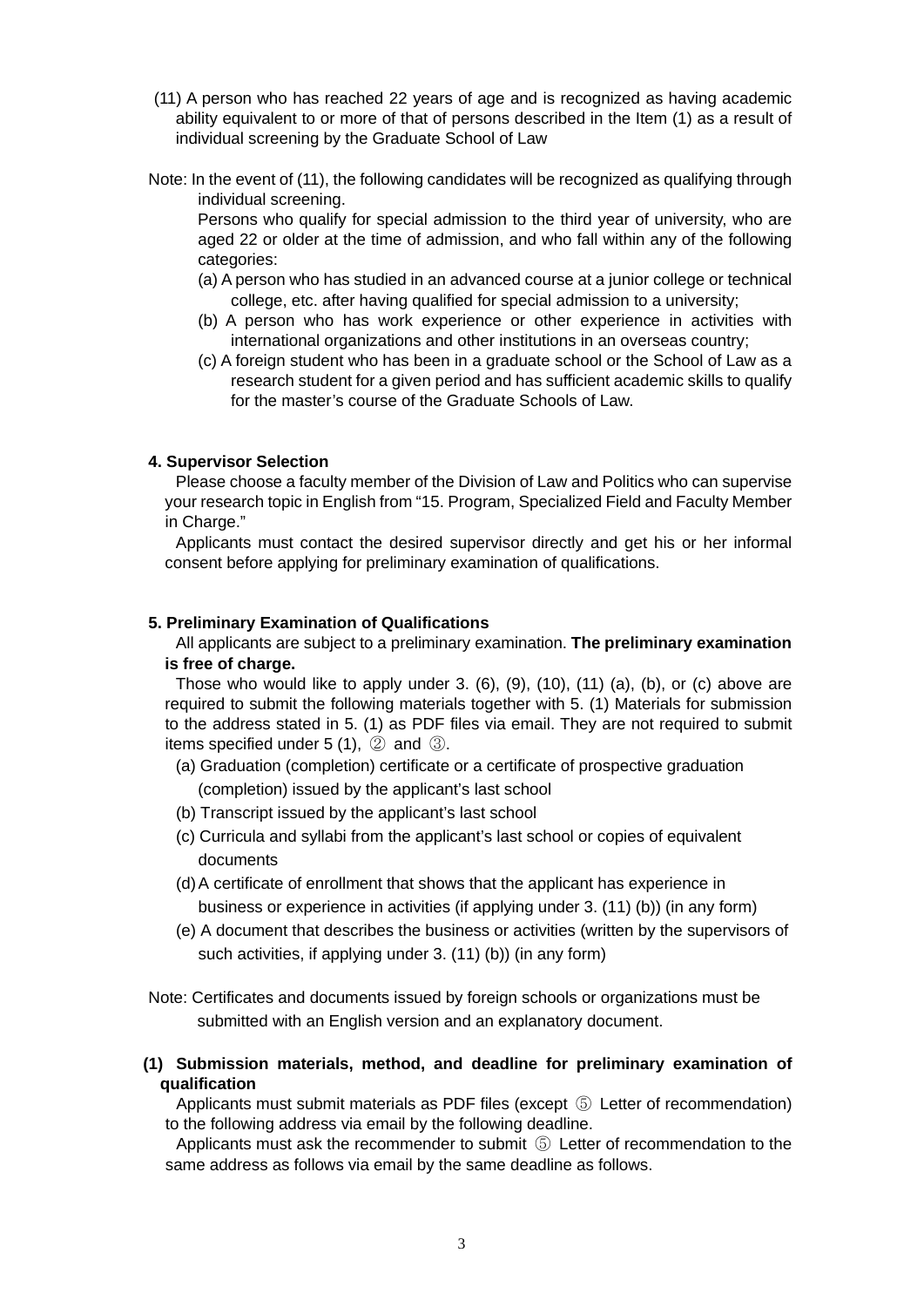(11) A person who has reached 22 years of age and is recognized as having academic ability equivalent to or more of that of persons described in the Item (1) as a result of individual screening by the Graduate School of Law

Note: In the event of (11), the following candidates will be recognized as qualifying through individual screening.

Persons who qualify for special admission to the third year of university, who are aged 22 or older at the time of admission, and who fall within any of the following categories:

(a) A person who has studied in an advanced course at a junior college or technical college, etc. after having qualified for special admission to a university;

(b) A person who has work experience or other experience in activities with international organizations and other institutions in an overseas country;

(c) A foreign student who has been in a graduate school or the School of Law as a research student for a given period and has sufficient academic skills to qualify for the master's course of the Graduate Schools of Law.

**4. Supervisor Selection**

Please choose a faculty member of the Division of Law and Politics who can supervise your research topic in English from "15. Program, Specialized Field and Faculty Member in Charge."

Applicants must contact the desired supervisor directly and get his or her informal consent before applying for preliminary examination of qualifications.

**5. Preliminary Examination of Qualifications**

All applicants are subject to a preliminary examination. **The preliminary examination is free of charge.**

Those who would like to apply under 3. (6), (9), (10), (11) (a), (b), or (c) above are required to submit the following materials together with 5. (1) Materials for submission to the address stated in 5. (1) as PDF files via email. They are not required to submit items specified under 5 (1), ② and ③.

(a) Graduation (completion) certificate or a certificate of prospective graduation (completion) issued by the applicant's last school

(b) Transcript issued by the applicant's last school

(c) Curricula and syllabi from the applicant's last school or copies of equivalent documents

(d) A certificate of enrollment that shows that the applicant has experience in business or experience in activities (if applying under 3. (11) (b)) (in any form)

(e) A document that describes the business or activities (written by the supervisors of such activities, if applying under 3. (11) (b)) (in any form)

Note: Certificates and documents issued by foreign schools or organizations must be submitted with an English version and an explanatory document.

**(1) Submission materials, method, and deadline for preliminary examination of qualification**

Applicants must submit materials as PDF files (except ⑤ Letter of recommendation) to the following address via email by the following deadline.

Applicants must ask the recommender to submit ⑤ Letter of recommendation to the same address as follows via email by the same deadline as follows.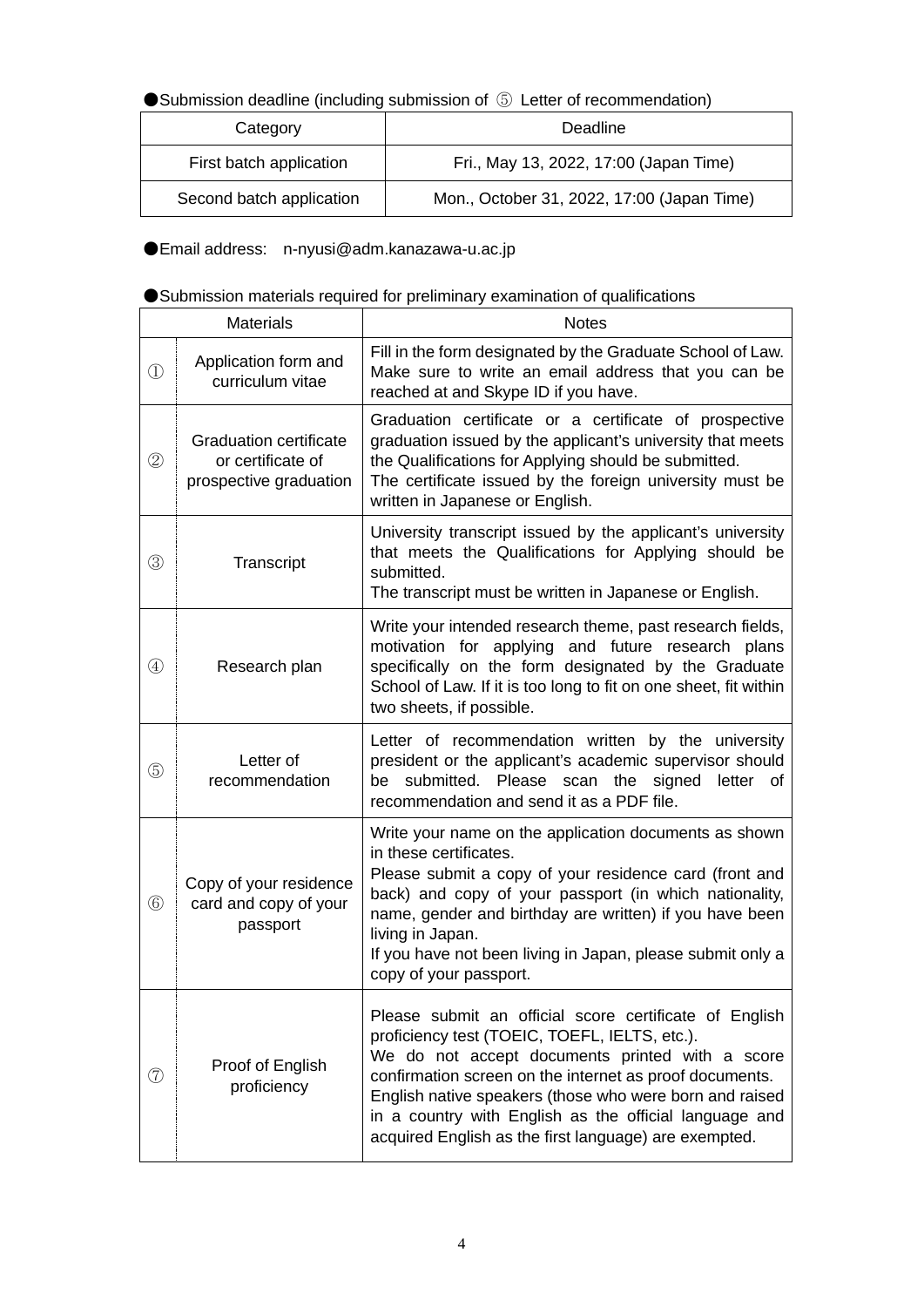● Submission deadline (including submission of ⑤ Letter of recommendation)

| Category | Deadline |
|---|---|
| First batch application | Fri., May 13, 2022, 17:00 (Japan Time) |
| Second batch application | Mon., October 31, 2022, 17:00 (Japan Time) |

● Email address:　n-nyusi@adm.kanazawa-u.ac.jp

● Submission materials required for preliminary examination of qualifications

| Materials | | Notes |
|---|---|---|
| ① | Application form and curriculum vitae | Fill in the form designated by the Graduate School of Law. Make sure to write an email address that you can be reached at and Skype ID if you have. |
| ② | Graduation certificate or certificate of prospective graduation | Graduation certificate or a certificate of prospective graduation issued by the applicant's university that meets the Qualifications for Applying should be submitted. The certificate issued by the foreign university must be written in Japanese or English. |
| ③ | Transcript | University transcript issued by the applicant's university that meets the Qualifications for Applying should be submitted. The transcript must be written in Japanese or English. |
| ④ | Research plan | Write your intended research theme, past research fields, motivation for applying and future research plans specifically on the form designated by the Graduate School of Law. If it is too long to fit on one sheet, fit within two sheets, if possible. |
| ⑤ | Letter of recommendation | Letter of recommendation written by the university president or the applicant's academic supervisor should be submitted. Please scan the signed letter of recommendation and send it as a PDF file. |
| ⑥ | Copy of your residence card and copy of your passport | Write your name on the application documents as shown in these certificates. Please submit a copy of your residence card (front and back) and copy of your passport (in which nationality, name, gender and birthday are written) if you have been living in Japan. If you have not been living in Japan, please submit only a copy of your passport. |
| ⑦ | Proof of English proficiency | Please submit an official score certificate of English proficiency test (TOEIC, TOEFL, IELTS, etc.). We do not accept documents printed with a score confirmation screen on the internet as proof documents. English native speakers (those who were born and raised in a country with English as the official language and acquired English as the first language) are exempted. |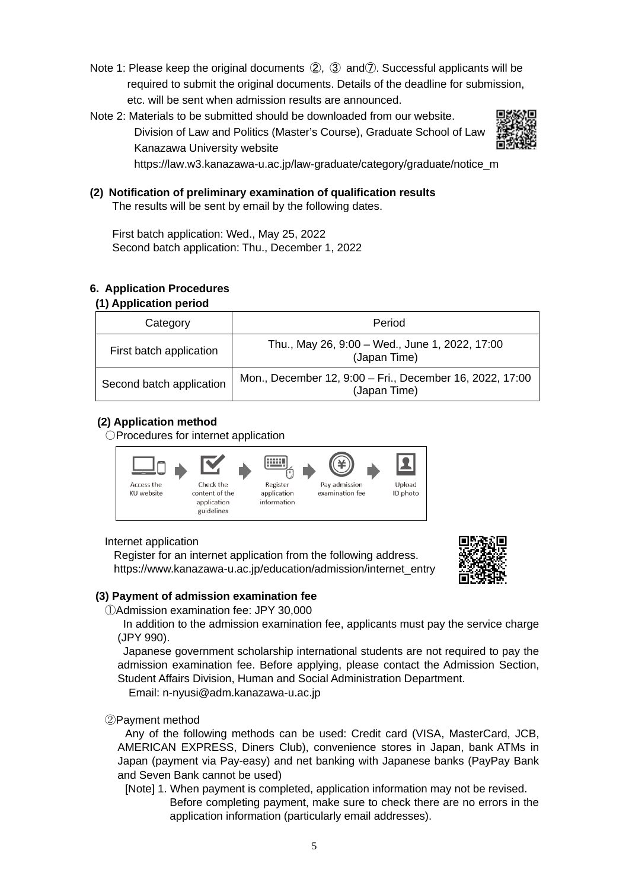Note 1: Please keep the original documents ②, ③ and⑦. Successful applicants will be required to submit the original documents. Details of the deadline for submission, etc. will be sent when admission results are announced.

Note 2: Materials to be submitted should be downloaded from our website.
Division of Law and Politics (Master's Course), Graduate School of Law
Kanazawa University website
https://law.w3.kanazawa-u.ac.jp/law-graduate/category/graduate/notice_m

**(2) Notification of preliminary examination of qualification results**

The results will be sent by email by the following dates.

First batch application: Wed., May 25, 2022
Second batch application: Thu., December 1, 2022

## 6. Application Procedures

### (1) Application period

| Category | Period |
|---|---|
| First batch application | Thu., May 26, 9:00 – Wed., June 1, 2022, 17:00 (Japan Time) |
| Second batch application | Mon., December 12, 9:00 – Fri., December 16, 2022, 17:00 (Japan Time) |

### (2) Application method

〇Procedures for internet application

Access the KU website → Check the content of the application guidelines → Register application information → Pay admission examination fee → Upload ID photo

Internet application

Register for an internet application from the following address.
https://www.kanazawa-u.ac.jp/education/admission/internet_entry

### (3) Payment of admission examination fee

①Admission examination fee: JPY 30,000

In addition to the admission examination fee, applicants must pay the service charge (JPY 990).

Japanese government scholarship international students are not required to pay the admission examination fee. Before applying, please contact the Admission Section, Student Affairs Division, Human and Social Administration Department.

Email: n-nyusi@adm.kanazawa-u.ac.jp

②Payment method

Any of the following methods can be used: Credit card (VISA, MasterCard, JCB, AMERICAN EXPRESS, Diners Club), convenience stores in Japan, bank ATMs in Japan (payment via Pay-easy) and net banking with Japanese banks (PayPay Bank and Seven Bank cannot be used)

[Note] 1. When payment is completed, application information may not be revised. Before completing payment, make sure to check there are no errors in the application information (particularly email addresses).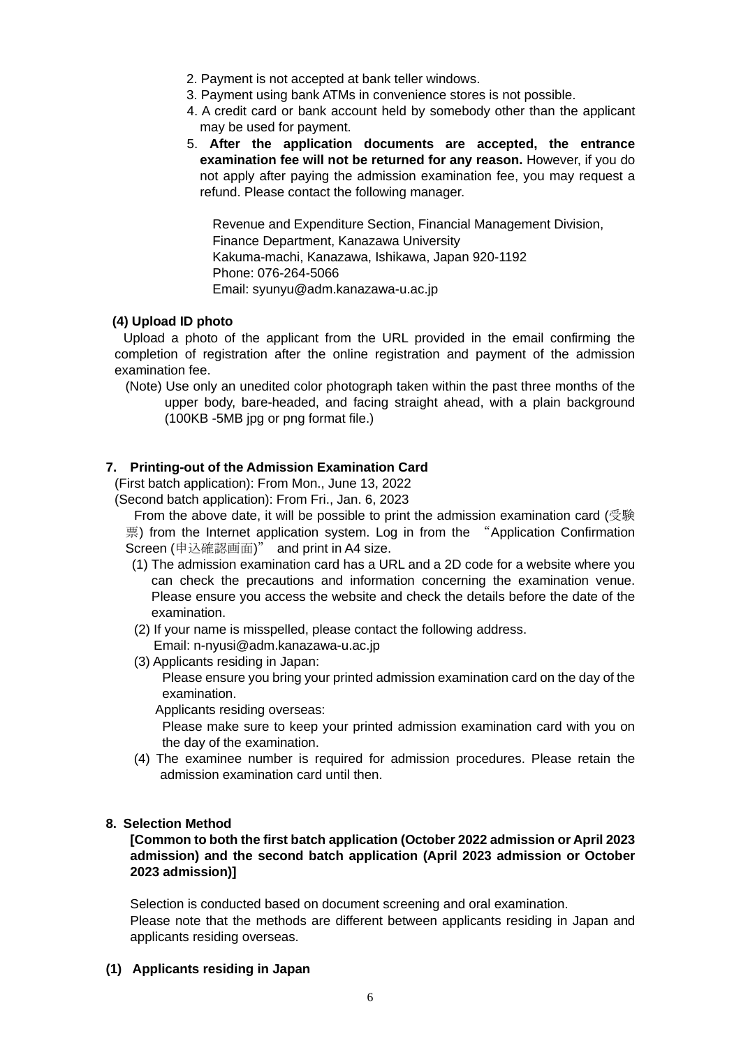2. Payment is not accepted at bank teller windows.
3. Payment using bank ATMs in convenience stores is not possible.
4. A credit card or bank account held by somebody other than the applicant may be used for payment.
5. **After the application documents are accepted, the entrance examination fee will not be returned for any reason.** However, if you do not apply after paying the admission examination fee, you may request a refund. Please contact the following manager.

   Revenue and Expenditure Section, Financial Management Division,
   Finance Department, Kanazawa University
   Kakuma-machi, Kanazawa, Ishikawa, Japan 920-1192
   Phone: 076-264-5066
   Email: syunyu@adm.kanazawa-u.ac.jp

**(4) Upload ID photo**

Upload a photo of the applicant from the URL provided in the email confirming the completion of registration after the online registration and payment of the admission examination fee.

(Note) Use only an unedited color photograph taken within the past three months of the upper body, bare-headed, and facing straight ahead, with a plain background (100KB -5MB jpg or png format file.)

## 7. Printing-out of the Admission Examination Card

(First batch application): From Mon., June 13, 2022
(Second batch application): From Fri., Jan. 6, 2023

From the above date, it will be possible to print the admission examination card (受験票) from the Internet application system. Log in from the "Application Confirmation Screen (申込確認画面)" and print in A4 size.

(1) The admission examination card has a URL and a 2D code for a website where you can check the precautions and information concerning the examination venue. Please ensure you access the website and check the details before the date of the examination.

(2) If your name is misspelled, please contact the following address.
Email: n-nyusi@adm.kanazawa-u.ac.jp

(3) Applicants residing in Japan:
Please ensure you bring your printed admission examination card on the day of the examination.
Applicants residing overseas:
Please make sure to keep your printed admission examination card with you on the day of the examination.

(4) The examinee number is required for admission procedures. Please retain the admission examination card until then.

## 8. Selection Method

**[Common to both the first batch application (October 2022 admission or April 2023 admission) and the second batch application (April 2023 admission or October 2023 admission)]**

Selection is conducted based on document screening and oral examination.
Please note that the methods are different between applicants residing in Japan and applicants residing overseas.

**(1) Applicants residing in Japan**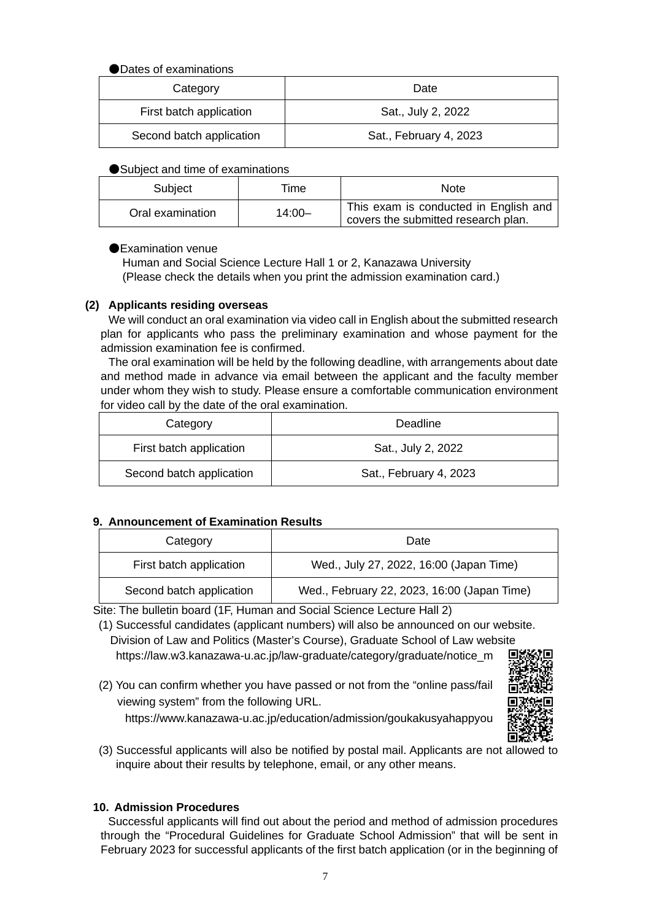●Dates of examinations

| Category | Date |
|---|---|
| First batch application | Sat., July 2, 2022 |
| Second batch application | Sat., February 4, 2023 |

●Subject and time of examinations

| Subject | Time | Note |
|---|---|---|
| Oral examination | 14:00– | This exam is conducted in English and covers the submitted research plan. |

●Examination venue

Human and Social Science Lecture Hall 1 or 2, Kanazawa University
(Please check the details when you print the admission examination card.)

**(2) Applicants residing overseas**

We will conduct an oral examination via video call in English about the submitted research plan for applicants who pass the preliminary examination and whose payment for the admission examination fee is confirmed.

The oral examination will be held by the following deadline, with arrangements about date and method made in advance via email between the applicant and the faculty member under whom they wish to study. Please ensure a comfortable communication environment for video call by the date of the oral examination.

| Category | Deadline |
|---|---|
| First batch application | Sat., July 2, 2022 |
| Second batch application | Sat., February 4, 2023 |

## 9. Announcement of Examination Results

| Category | Date |
|---|---|
| First batch application | Wed., July 27, 2022, 16:00 (Japan Time) |
| Second batch application | Wed., February 22, 2023, 16:00 (Japan Time) |

Site: The bulletin board (1F, Human and Social Science Lecture Hall 2)

(1) Successful candidates (applicant numbers) will also be announced on our website.
Division of Law and Politics (Master's Course), Graduate School of Law website
https://law.w3.kanazawa-u.ac.jp/law-graduate/category/graduate/notice_m

(2) You can confirm whether you have passed or not from the "online pass/fail viewing system" from the following URL.
https://www.kanazawa-u.ac.jp/education/admission/goukakusyahappyou

(3) Successful applicants will also be notified by postal mail. Applicants are not allowed to inquire about their results by telephone, email, or any other means.

## 10. Admission Procedures

Successful applicants will find out about the period and method of admission procedures through the "Procedural Guidelines for Graduate School Admission" that will be sent in February 2023 for successful applicants of the first batch application (or in the beginning of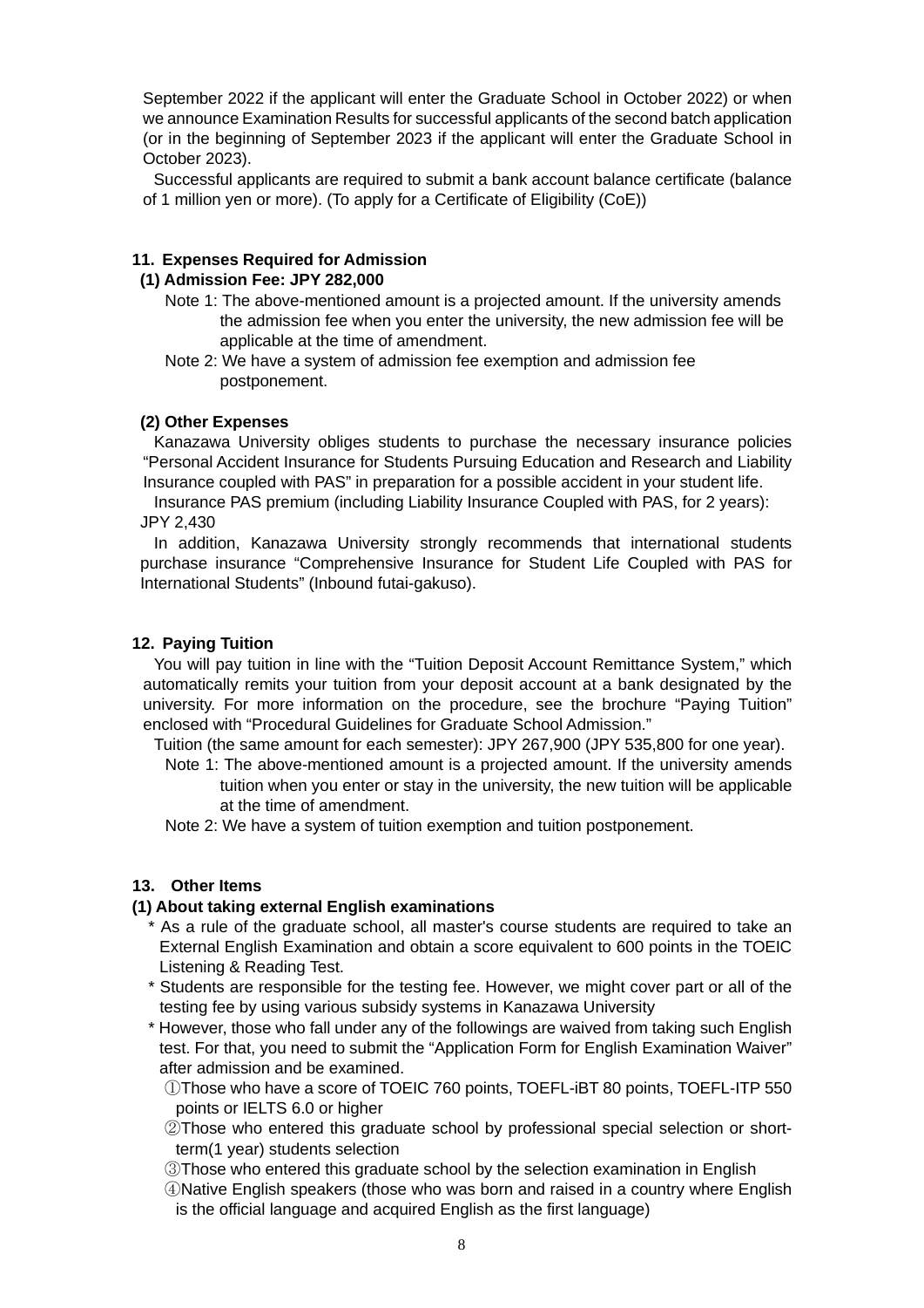September 2022 if the applicant will enter the Graduate School in October 2022) or when we announce Examination Results for successful applicants of the second batch application (or in the beginning of September 2023 if the applicant will enter the Graduate School in October 2023).

Successful applicants are required to submit a bank account balance certificate (balance of 1 million yen or more). (To apply for a Certificate of Eligibility (CoE))

## 11. Expenses Required for Admission

### (1) Admission Fee: JPY 282,000

Note 1: The above-mentioned amount is a projected amount. If the university amends the admission fee when you enter the university, the new admission fee will be applicable at the time of amendment.

Note 2: We have a system of admission fee exemption and admission fee postponement.

### (2) Other Expenses

Kanazawa University obliges students to purchase the necessary insurance policies "Personal Accident Insurance for Students Pursuing Education and Research and Liability Insurance coupled with PAS" in preparation for a possible accident in your student life.

Insurance PAS premium (including Liability Insurance Coupled with PAS, for 2 years): JPY 2,430

In addition, Kanazawa University strongly recommends that international students purchase insurance "Comprehensive Insurance for Student Life Coupled with PAS for International Students" (Inbound futai-gakuso).

## 12. Paying Tuition

You will pay tuition in line with the "Tuition Deposit Account Remittance System," which automatically remits your tuition from your deposit account at a bank designated by the university. For more information on the procedure, see the brochure "Paying Tuition" enclosed with "Procedural Guidelines for Graduate School Admission."

Tuition (the same amount for each semester): JPY 267,900 (JPY 535,800 for one year).

Note 1: The above-mentioned amount is a projected amount. If the university amends tuition when you enter or stay in the university, the new tuition will be applicable at the time of amendment.

Note 2: We have a system of tuition exemption and tuition postponement.

## 13. Other Items

### (1) About taking external English examinations

\* As a rule of the graduate school, all master's course students are required to take an External English Examination and obtain a score equivalent to 600 points in the TOEIC Listening & Reading Test.

\* Students are responsible for the testing fee. However, we might cover part or all of the testing fee by using various subsidy systems in Kanazawa University

\* However, those who fall under any of the followings are waived from taking such English test. For that, you need to submit the "Application Form for English Examination Waiver" after admission and be examined.

①Those who have a score of TOEIC 760 points, TOEFL-iBT 80 points, TOEFL-ITP 550 points or IELTS 6.0 or higher

②Those who entered this graduate school by professional special selection or short-term(1 year) students selection

③Those who entered this graduate school by the selection examination in English

④Native English speakers (those who was born and raised in a country where English is the official language and acquired English as the first language)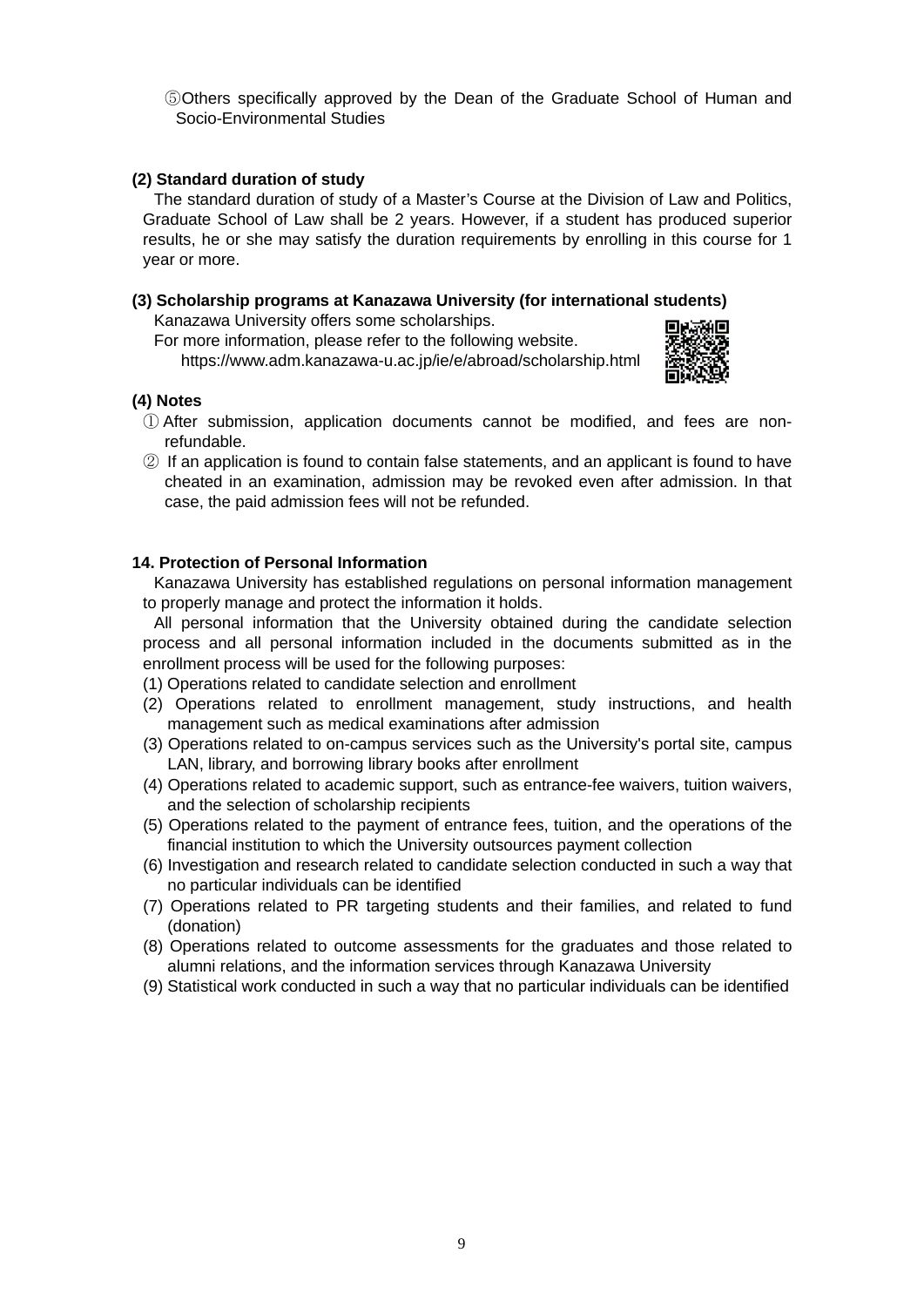⑤Others specifically approved by the Dean of the Graduate School of Human and Socio-Environmental Studies

**(2) Standard duration of study**

The standard duration of study of a Master's Course at the Division of Law and Politics, Graduate School of Law shall be 2 years. However, if a student has produced superior results, he or she may satisfy the duration requirements by enrolling in this course for 1 year or more.

**(3) Scholarship programs at Kanazawa University (for international students)**

Kanazawa University offers some scholarships.
For more information, please refer to the following website.
https://www.adm.kanazawa-u.ac.jp/ie/e/abroad/scholarship.html

**(4) Notes**

① After submission, application documents cannot be modified, and fees are non-refundable.
② If an application is found to contain false statements, and an applicant is found to have cheated in an examination, admission may be revoked even after admission. In that case, the paid admission fees will not be refunded.

**14. Protection of Personal Information**

Kanazawa University has established regulations on personal information management to properly manage and protect the information it holds.

All personal information that the University obtained during the candidate selection process and all personal information included in the documents submitted as in the enrollment process will be used for the following purposes:

(1) Operations related to candidate selection and enrollment
(2) Operations related to enrollment management, study instructions, and health management such as medical examinations after admission
(3) Operations related to on-campus services such as the University's portal site, campus LAN, library, and borrowing library books after enrollment
(4) Operations related to academic support, such as entrance-fee waivers, tuition waivers, and the selection of scholarship recipients
(5) Operations related to the payment of entrance fees, tuition, and the operations of the financial institution to which the University outsources payment collection
(6) Investigation and research related to candidate selection conducted in such a way that no particular individuals can be identified
(7) Operations related to PR targeting students and their families, and related to fund (donation)
(8) Operations related to outcome assessments for the graduates and those related to alumni relations, and the information services through Kanazawa University
(9) Statistical work conducted in such a way that no particular individuals can be identified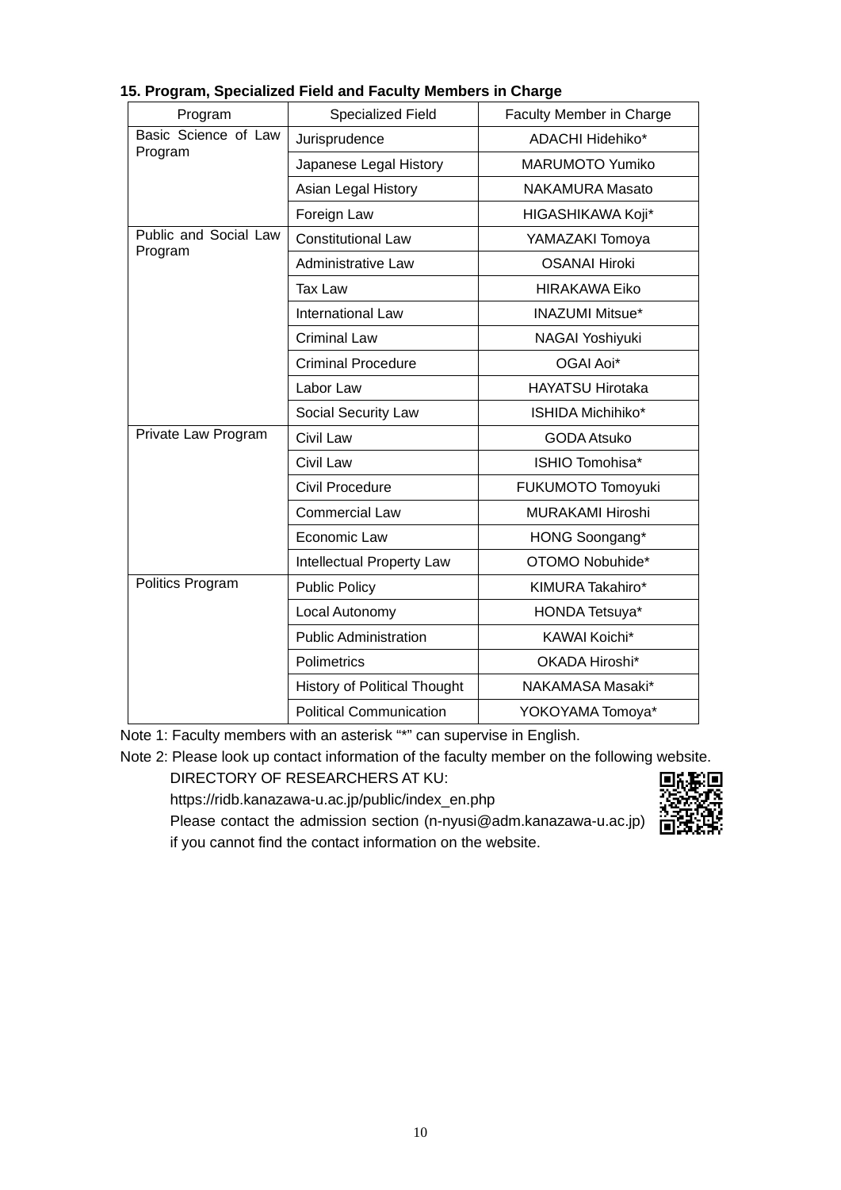**15. Program, Specialized Field and Faculty Members in Charge**

| Program | Specialized Field | Faculty Member in Charge |
|---|---|---|
| Basic Science of Law Program | Jurisprudence | ADACHI Hidehiko* |
| | Japanese Legal History | MARUMOTO Yumiko |
| | Asian Legal History | NAKAMURA Masato |
| | Foreign Law | HIGASHIKAWA Koji* |
| Public and Social Law Program | Constitutional Law | YAMAZAKI Tomoya |
| | Administrative Law | OSANAI Hiroki |
| | Tax Law | HIRAKAWA Eiko |
| | International Law | INAZUMI Mitsue* |
| | Criminal Law | NAGAI Yoshiyuki |
| | Criminal Procedure | OGAI Aoi* |
| | Labor Law | HAYATSU Hirotaka |
| | Social Security Law | ISHIDA Michihiko* |
| Private Law Program | Civil Law | GODA Atsuko |
| | Civil Law | ISHIO Tomohisa* |
| | Civil Procedure | FUKUMOTO Tomoyuki |
| | Commercial Law | MURAKAMI Hiroshi |
| | Economic Law | HONG Soongang* |
| | Intellectual Property Law | OTOMO Nobuhide* |
| Politics Program | Public Policy | KIMURA Takahiro* |
| | Local Autonomy | HONDA Tetsuya* |
| | Public Administration | KAWAI Koichi* |
| | Polimetrics | OKADA Hiroshi* |
| | History of Political Thought | NAKAMASA Masaki* |
| | Political Communication | YOKOYAMA Tomoya* |

Note 1: Faculty members with an asterisk "*" can supervise in English.

Note 2: Please look up contact information of the faculty member on the following website.

DIRECTORY OF RESEARCHERS AT KU:

https://ridb.kanazawa-u.ac.jp/public/index_en.php

Please contact the admission section (n-nyusi@adm.kanazawa-u.ac.jp) if you cannot find the contact information on the website.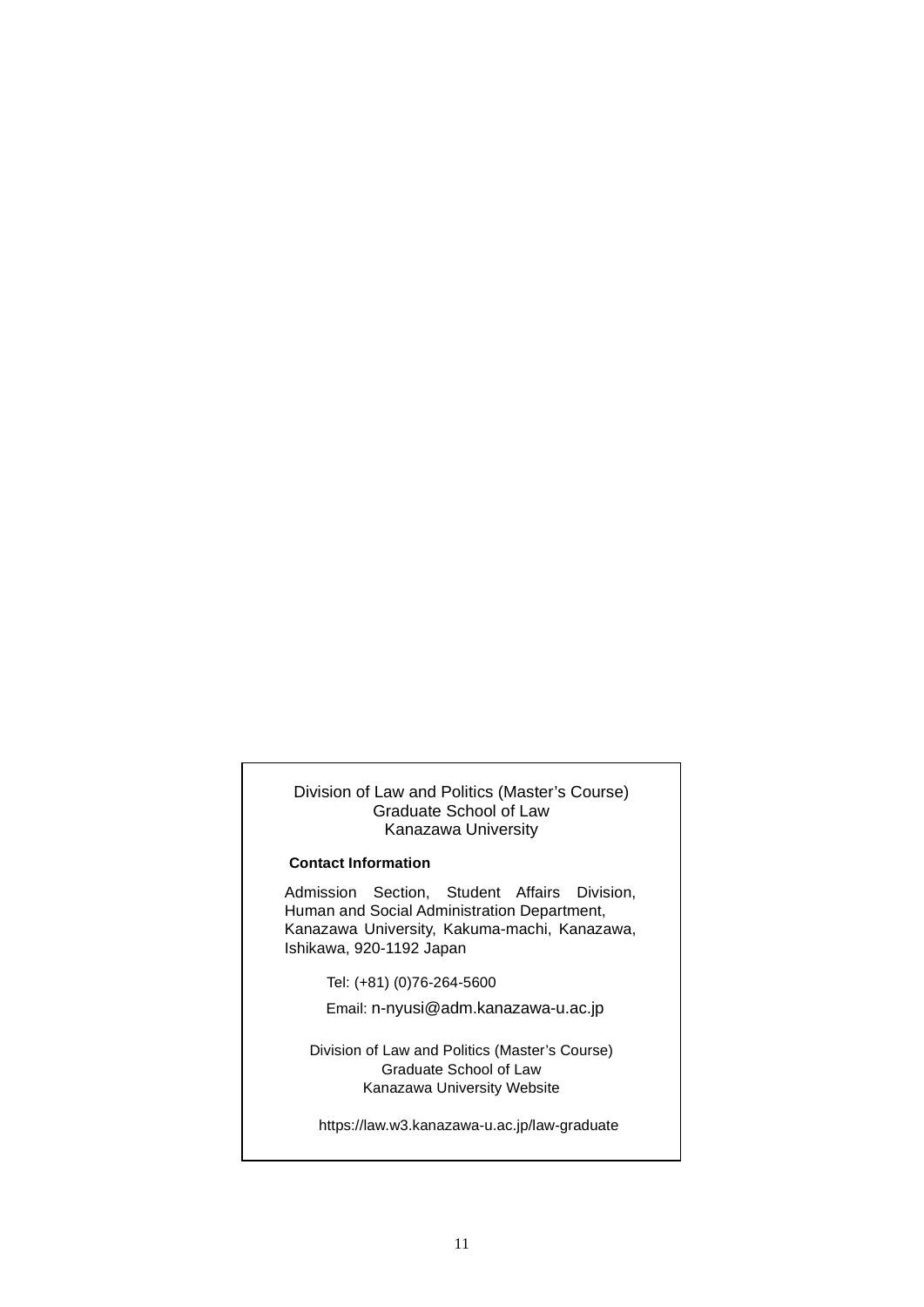Division of Law and Politics (Master’s Course)
Graduate School of Law
Kanazawa University

**Contact Information**

Admission Section, Student Affairs Division,
Human and Social Administration Department,
Kanazawa University, Kakuma-machi, Kanazawa,
Ishikawa, 920-1192 Japan

Tel: (+81) (0)76-264-5600

Email: n-nyusi@adm.kanazawa-u.ac.jp

Division of Law and Politics (Master’s Course)
Graduate School of Law
Kanazawa University Website

https://law.w3.kanazawa-u.ac.jp/law-graduate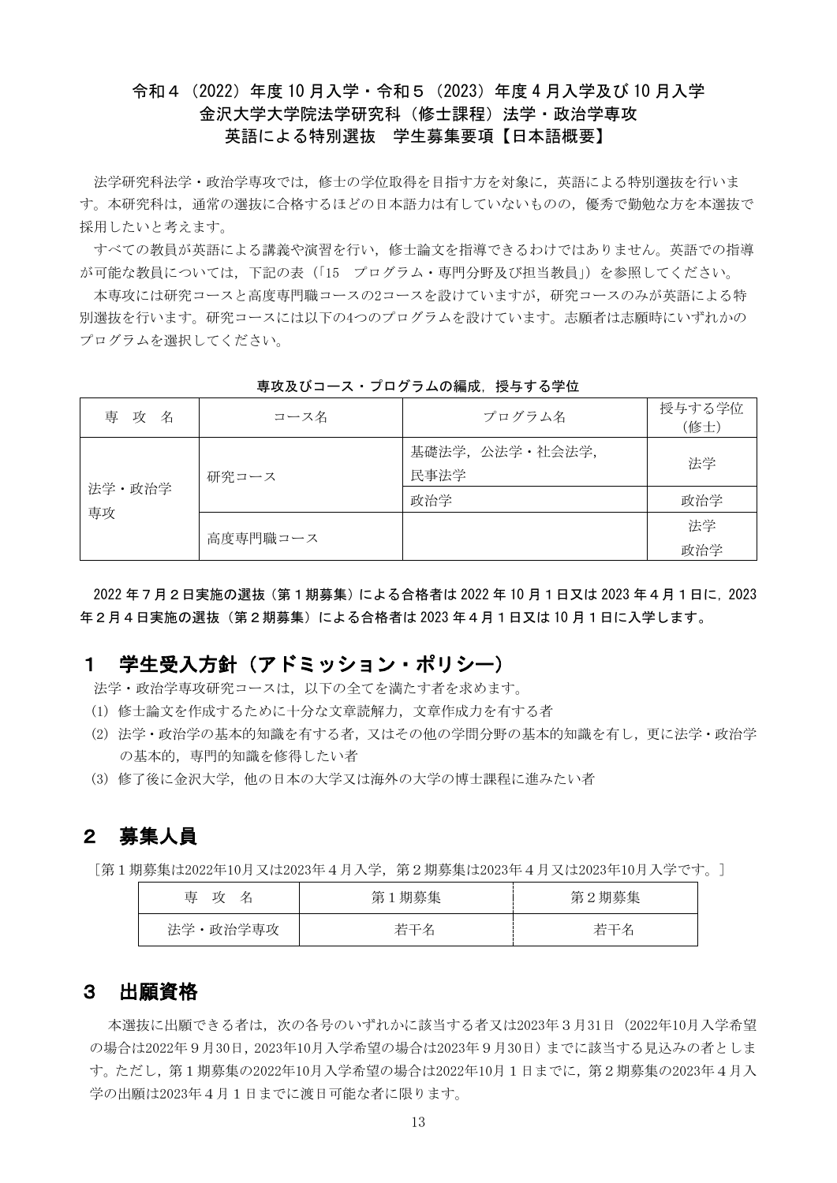# 令和４（2022）年度 10 月入学・令和５（2023）年度 4 月入学及び 10 月入学
# 金沢大学大学院法学研究科（修士課程）法学・政治学専攻
# 英語による特別選抜　学生募集要項【日本語概要】

法学研究科法学・政治学専攻では，修士の学位取得を目指す方を対象に，英語による特別選抜を行います。本研究科は，通常の選抜に合格するほどの日本語力は有していないものの，優秀で勤勉な方を本選抜で採用したいと考えます。

すべての教員が英語による講義や演習を行い，修士論文を指導できるわけではありません。英語での指導が可能な教員については，下記の表（｢15　プログラム・専門分野及び担当教員｣）を参照してください。

本専攻には研究コースと高度専門職コースの2コースを設けていますが，研究コースのみが英語による特別選抜を行います。研究コースには以下の4つのプログラムを設けています。志願者は志願時にいずれかのプログラムを選択してください。

**専攻及びコース・プログラムの編成，授与する学位**

| 専　攻　名 | コース名 | プログラム名 | 授与する学位（修士） |
|---|---|---|---|
| 法学・政治学専攻 | 研究コース | 基礎法学，公法学・社会法学，民事法学 | 法学 |
| | | 政治学 | 政治学 |
| | 高度専門職コース | | 法学<br>政治学 |

**2022 年７月２日実施の選抜（第１期募集）による合格者は 2022 年 10 月１日又は 2023 年４月１日に，2023 年２月４日実施の選抜（第２期募集）による合格者は 2023 年４月１日又は 10 月１日に入学します。**

## １　学生受入方針（アドミッション・ポリシー）

法学・政治学専攻研究コースは，以下の全てを満たす者を求めます。

(1) 修士論文を作成するために十分な文章読解力，文章作成力を有する者

(2) 法学・政治学の基本的知識を有する者，又はその他の学問分野の基本的知識を有し，更に法学・政治学の基本的，専門的知識を修得したい者

(3) 修了後に金沢大学，他の日本の大学又は海外の大学の博士課程に進みたい者

## ２　募集人員

［第１期募集は2022年10月又は2023年４月入学，第２期募集は2023年４月又は2023年10月入学です。］

| 専　攻　名 | 第１期募集 | 第２期募集 |
|---|---|---|
| 法学・政治学専攻 | 若干名 | 若干名 |

## ３　出願資格

本選抜に出願できる者は，次の各号のいずれかに該当する者又は2023年３月31日（2022年10月入学希望の場合は2022年９月30日，2023年10月入学希望の場合は2023年９月30日）までに該当する見込みの者とします。ただし，第１期募集の2022年10月入学希望の場合は2022年10月１日までに，第２期募集の2023年４月入学の出願は2023年４月１日までに渡日可能な者に限ります。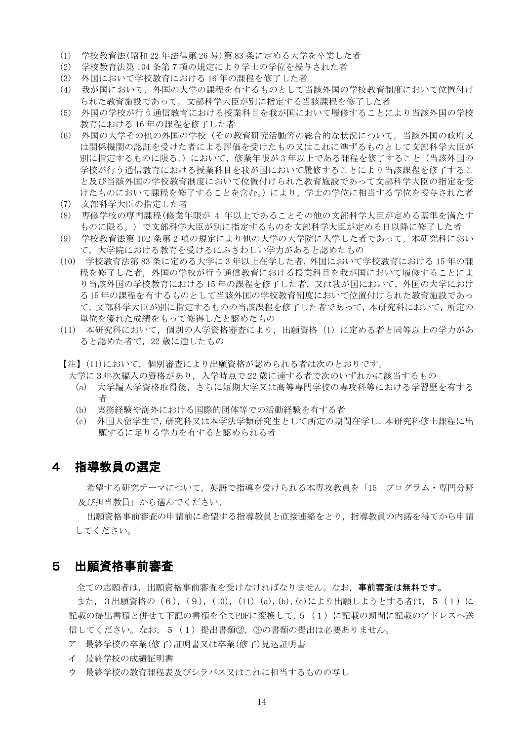(1) 学校教育法(昭和 22 年法律第 26 号)第 83 条に定める大学を卒業した者
(2) 学校教育法第 104 条第 7 項の規定により学士の学位を授与された者
(3) 外国において学校教育における 16 年の課程を修了した者
(4) 我が国において，外国の大学の課程を有するものとして当該外国の学校教育制度において位置付けられた教育施設であって，文部科学大臣が別に指定する当該課程を修了した者
(5) 外国の学校が行う通信教育における授業科目を我が国において履修することにより当該外国の学校教育における 16 年の課程を修了した者
(6) 外国の大学その他の外国の学校（その教育研究活動等の総合的な状況について，当該外国の政府又は関係機関の認証を受けた者による評価を受けたもの又はこれに準ずるものとして文部科学大臣が別に指定するものに限る。）において，修業年限が 3 年以上である課程を修了すること（当該外国の学校が行う通信教育における授業科目を我が国において履修することにより当該課程を修了すること及び当該外国の学校教育制度において位置付けられた教育施設であって文部科学大臣の指定を受けたものにおいて課程を修了することを含む。）により，学士の学位に相当する学位を授与された者
(7) 文部科学大臣の指定した者
(8) 専修学校の専門課程(修業年限が 4 年以上であることその他の文部科学大臣が定める基準を満たすものに限る。) で文部科学大臣が別に指定するものを文部科学大臣が定める日以降に修了した者
(9) 学校教育法第 102 条第 2 項の規定により他の大学の大学院に入学した者であって，本研究科において，大学院における教育を受けるにふさわしい学力があると認めたもの
(10) 学校教育法第 83 条に定める大学に 3 年以上在学した者，外国において学校教育における 15 年の課程を修了した者，外国の学校が行う通信教育における授業科目を我が国において履修することにより当該外国の学校教育における 15 年の課程を修了した者，又は我が国において，外国の大学における 15 年の課程を有するものとして当該外国の学校教育制度において位置付けられた教育施設であって，文部科学大臣が別に指定するものの当該課程を修了した者であって，本研究科において，所定の単位を優れた成績をもって修得したと認めたもの
(11) 本研究科において，個別の入学資格審査により，出願資格（1）に定める者と同等以上の学力があると認めた者で，22 歳に達したもの

【注】(11)において，個別審査により出願資格が認められる者は次のとおりです。
大学に 3 年次編入の資格があり，入学時点で 22 歳に達する者で次のいずれかに該当するもの
(a) 大学編入学資格取得後，さらに短期大学又は高等専門学校の専攻科等における学習歴を有する者
(b) 実務経験や海外における国際的団体等での活動経験を有する者
(c) 外国人留学生で，研究科又は本学法学類研究生として所定の期間在学し，本研究科修士課程に出願するに足りる学力を有すると認められる者

## 4 指導教員の選定

希望する研究テーマについて，英語で指導を受けられる本専攻教員を「15 プログラム・専門分野及び担当教員」から選んでください。

出願資格事前審査の申請前に希望する指導教員と直接連絡をとり，指導教員の内諾を得てから申請してください。

## 5 出願資格事前審査

全ての志願者は，出願資格事前審査を受けなければなりません。なお，**事前審査は無料です。**

また，３出願資格の（6），（9），(10)，(11) (a), (b), (c)により出願しようとする者は，５（1）に記載の提出書類と併せて下記の書類を全てPDFに変換して，5（1）に記載の期間に記載のアドレスへ送信してください。なお，５（1）提出書類②，③の書類の提出は必要ありません。

ア 最終学校の卒業(修了)証明書又は卒業(修了)見込証明書
イ 最終学校の成績証明書
ウ 最終学校の教育課程表及びシラバス又はこれに相当するものの写し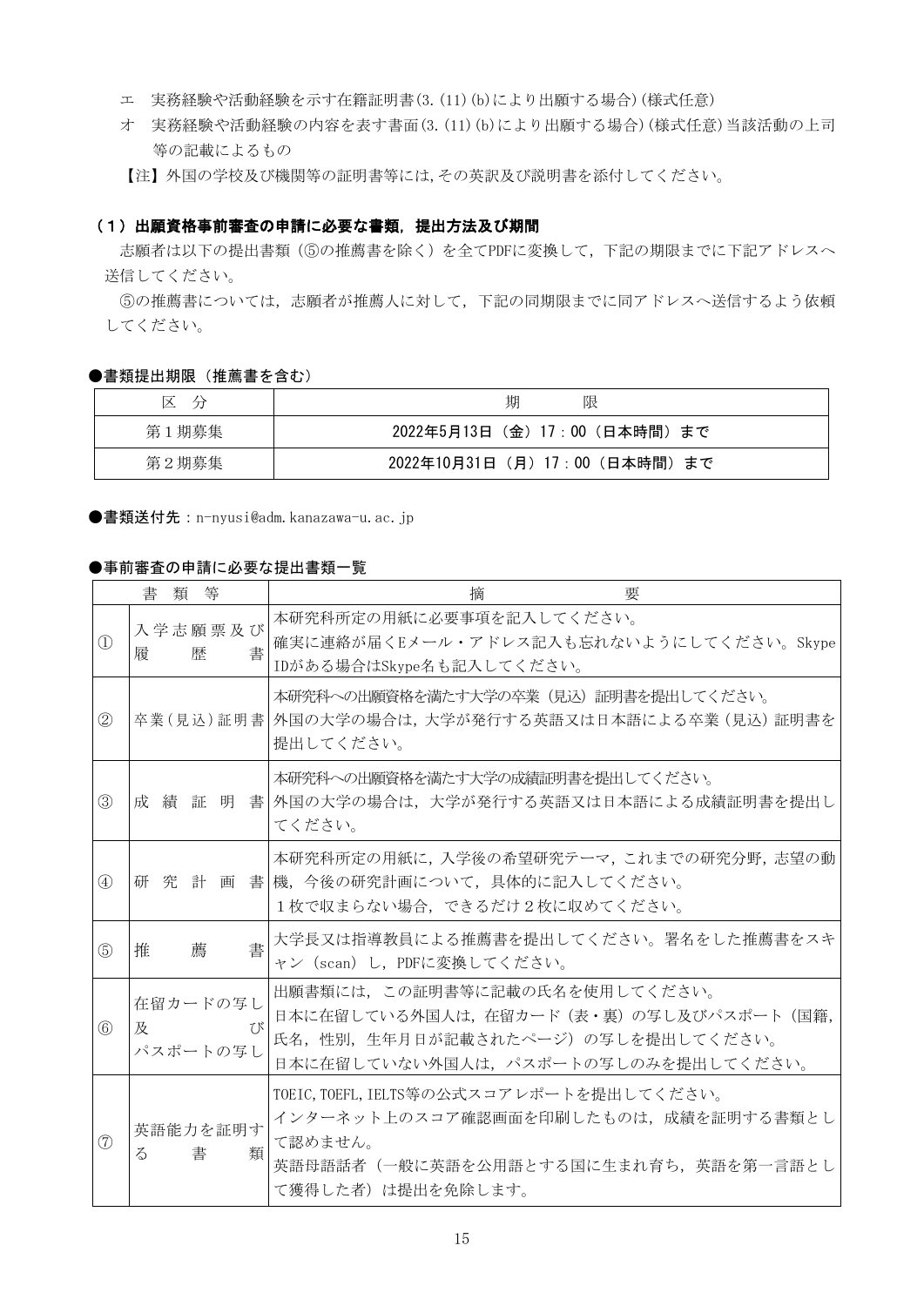エ　実務経験や活動経験を示す在籍証明書(3.(11)(b)により出願する場合)(様式任意)

オ　実務経験や活動経験の内容を表す書面(3.(11)(b)により出願する場合)(様式任意)当該活動の上司等の記載によるもの

【注】外国の学校及び機関等の証明書等には,その英訳及び説明書を添付してください。

### （１）出願資格事前審査の申請に必要な書類，提出方法及び期間

志願者は以下の提出書類（⑤の推薦書を除く）を全てPDFに変換して，下記の期限までに下記アドレスへ送信してください。

⑤の推薦書については，志願者が推薦人に対して，下記の同期限までに同アドレスへ送信するよう依頼してください。

**●書類提出期限（推薦書を含む）**

| 区　分 | 期　　　限 |
|---|---|
| 第１期募集 | 2022年5月13日（金）17：00（日本時間）まで |
| 第２期募集 | 2022年10月31日（月）17：00（日本時間）まで |

**●書類送付先**：n-nyusi@adm.kanazawa-u.ac.jp

**●事前審査の申請に必要な提出書類一覧**

| | 書　類　等 | 摘　　　要 |
|---|---|---|
| ① | 入学志願票及び履歴書 | 本研究科所定の用紙に必要事項を記入してください。<br>確実に連絡が届くEメール・アドレス記入も忘れないようにしてください。Skype IDがある場合はSkype名も記入してください。 |
| ② | 卒業(見込)証明書 | 本研究科への出願資格を満たす大学の卒業（見込）証明書を提出してください。<br>外国の大学の場合は，大学が発行する英語又は日本語による卒業（見込）証明書を提出してください。 |
| ③ | 成績証明書 | 本研究科への出願資格を満たす大学の成績証明書を提出してください。<br>外国の大学の場合は，大学が発行する英語又は日本語による成績証明書を提出してください。 |
| ④ | 研究計画書 | 本研究科所定の用紙に，入学後の希望研究テーマ，これまでの研究分野，志望の動機，今後の研究計画について，具体的に記入してください。<br>１枚で収まらない場合，できるだけ２枚に収めてください。 |
| ⑤ | 推薦書 | 大学長又は指導教員による推薦書を提出してください。署名をした推薦書をスキャン（scan）し，PDFに変換してください。 |
| ⑥ | 在留カードの写し及びパスポートの写し | 出願書類には，この証明書等に記載の氏名を使用してください。<br>日本に在留している外国人は，在留カード（表・裏）の写し及びパスポート（国籍，氏名，性別，生年月日が記載されたページ）の写しを提出してください。<br>日本に在留していない外国人は，パスポートの写しのみを提出してください。 |
| ⑦ | 英語能力を証明する書類 | TOEIC,TOEFL,IELTS等の公式スコアレポートを提出してください。<br>インターネット上のスコア確認画面を印刷したものは，成績を証明する書類として認めません。<br>英語母語話者（一般に英語を公用語とする国に生まれ育ち，英語を第一言語として獲得した者）は提出を免除します。 |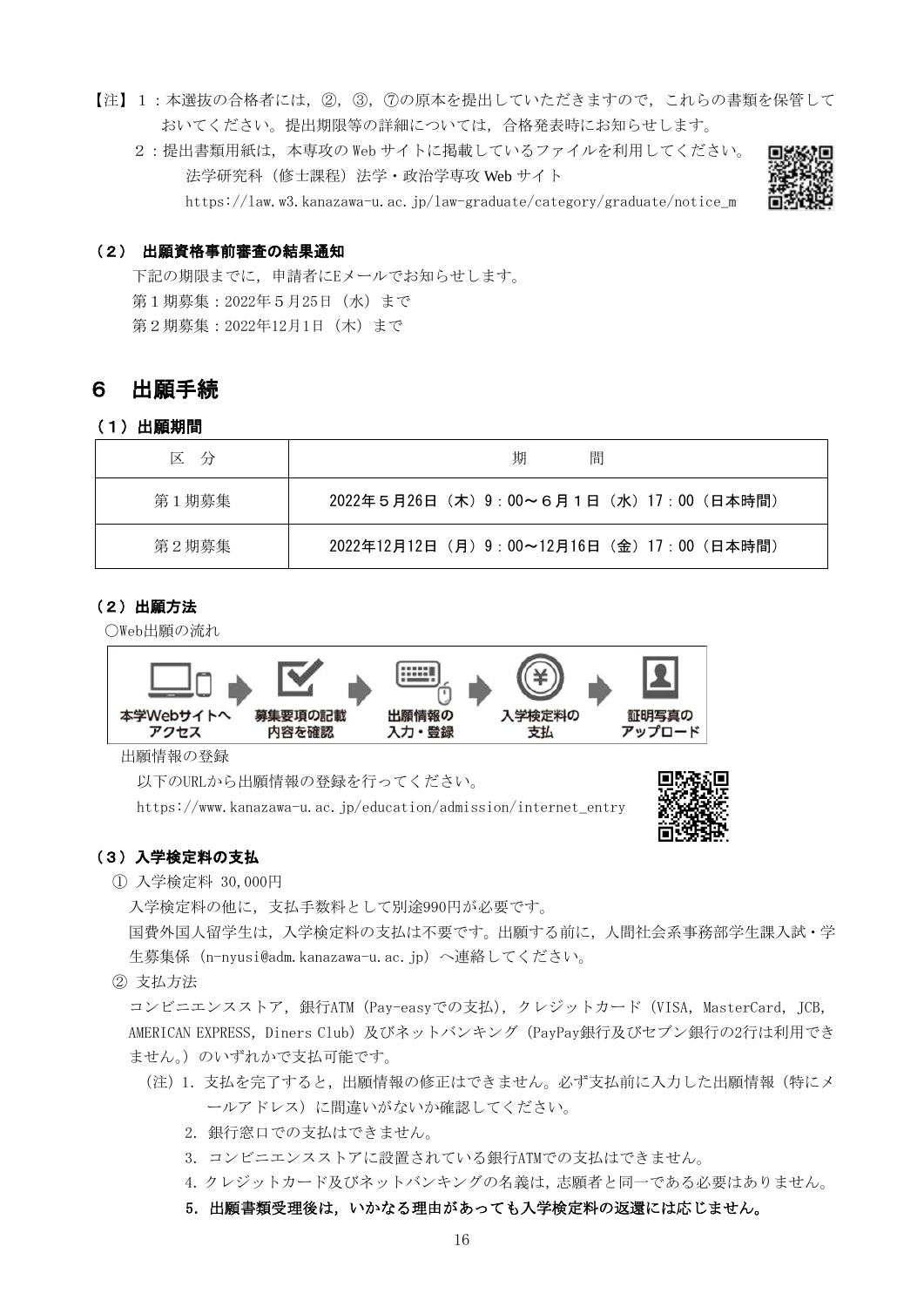【注】１：本選抜の合格者には，②，③，⑦の原本を提出していただきますので，これらの書類を保管しておいてください。提出期限等の詳細については，合格発表時にお知らせします。

２：提出書類用紙は，本専攻の Web サイトに掲載しているファイルを利用してください。
法学研究科（修士課程）法学・政治学専攻 Web サイト
https://law.w3.kanazawa-u.ac.jp/law-graduate/category/graduate/notice_m

### （２） 出願資格事前審査の結果通知

下記の期限までに，申請者にEメールでお知らせします。
第１期募集：2022年５月25日（水）まで
第２期募集：2022年12月1日（木）まで

## ６　出願手続

### （１）出願期間

| 区　分 | 期　　　間 |
|---|---|
| 第１期募集 | 2022年５月26日（木）９：00～６月１日（水）17：00（日本時間） |
| 第２期募集 | 2022年12月12日（月）９：00～12月16日（金）17：00（日本時間） |

### （２）出願方法

○Web出願の流れ

本学Webサイトへアクセス → 募集要項の記載内容を確認 → 出願情報の入力・登録 → 入学検定料の支払 → 証明写真のアップロード

出願情報の登録

以下のURLから出願情報の登録を行ってください。
https://www.kanazawa-u.ac.jp/education/admission/internet_entry

### （３）入学検定料の支払

① 入学検定料 30,000円

入学検定料の他に，支払手数料として別途990円が必要です。
国費外国人留学生は，入学検定料の支払は不要です。出願する前に，人間社会系事務部学生課入試・学生募集係（n-nyusi@adm.kanazawa-u.ac.jp）へ連絡してください。

② 支払方法

コンビニエンスストア，銀行ATM（Pay-easyでの支払），クレジットカード（VISA，MasterCard，JCB，AMERICAN EXPRESS，Diners Club）及びネットバンキング（PayPay銀行及びセブン銀行の2行は利用できません。）のいずれかで支払可能です。

（注）1．支払を完了すると，出願情報の修正はできません。必ず支払前に入力した出願情報（特にメールアドレス）に間違いがないか確認してください。
2．銀行窓口での支払はできません。
3．コンビニエンスストアに設置されている銀行ATMでの支払はできません。
4．クレジットカード及びネットバンキングの名義は，志願者と同一である必要はありません。
**5．出願書類受理後は，いかなる理由があっても入学検定料の返還には応じません。**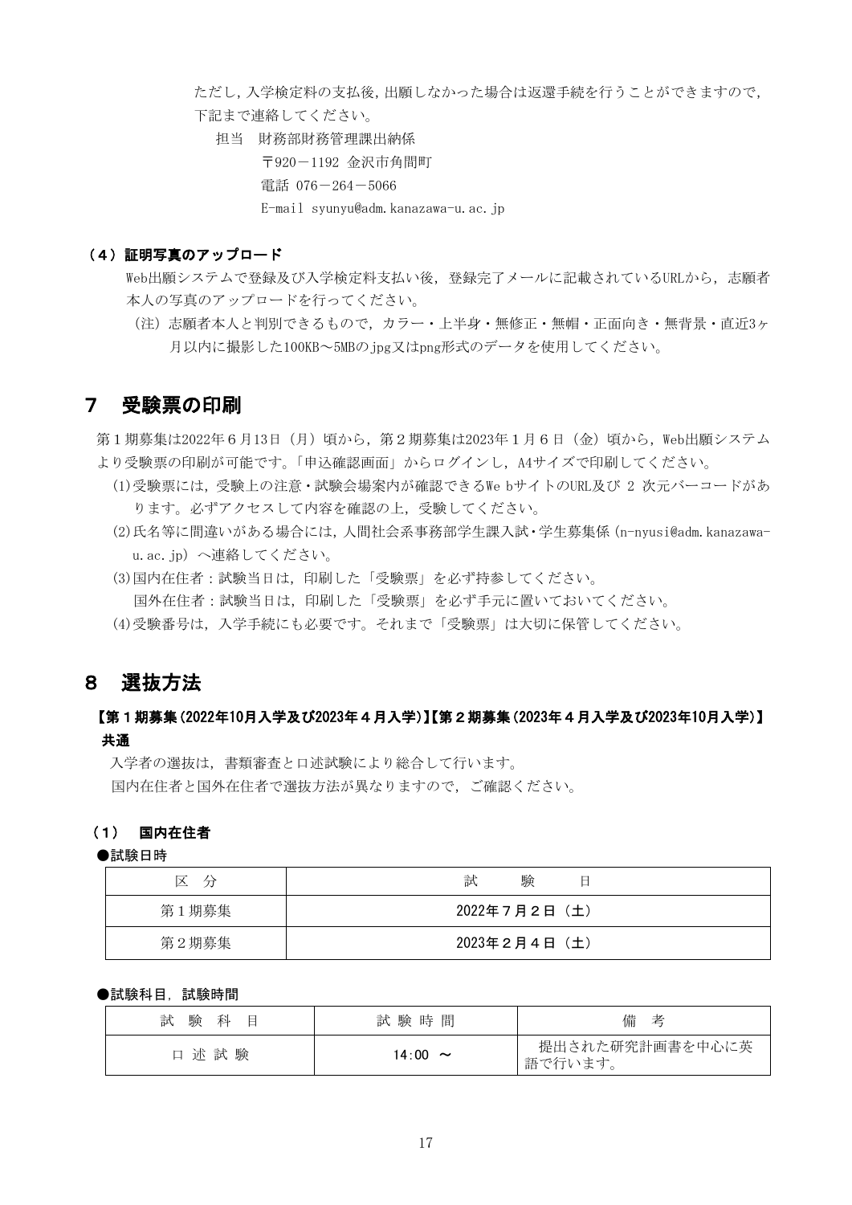ただし，入学検定料の支払後，出願しなかった場合は返還手続を行うことができますので，下記まで連絡してください。

担当　財務部財務管理課出納係
〒920－1192 金沢市角間町
電話 076－264－5066
E-mail syunyu@adm.kanazawa-u.ac.jp

### （４）証明写真のアップロード

Web出願システムで登録及び入学検定料支払い後，登録完了メールに記載されているURLから，志願者本人の写真のアップロードを行ってください。

（注）志願者本人と判別できるもので，カラー・上半身・無修正・無帽・正面向き・無背景・直近3ヶ月以内に撮影した100KB～5MBのjpg又はpng形式のデータを使用してください。

## ７　受験票の印刷

第１期募集は2022年６月13日（月）頃から，第２期募集は2023年１月６日（金）頃から，Web出願システムより受験票の印刷が可能です。「申込確認画面」からログインし，A4サイズで印刷してください。

(1)受験票には，受験上の注意・試験会場案内が確認できるWe bサイトのURL及び 2 次元バーコードがあります。必ずアクセスして内容を確認の上，受験してください。

(2)氏名等に間違いがある場合には，人間社会系事務部学生課入試・学生募集係（n-nyusi@adm.kanazawa-u.ac.jp）へ連絡してください。

(3)国内在住者：試験当日は，印刷した「受験票」を必ず持参してください。
　国外在住者：試験当日は，印刷した「受験票」を必ず手元に置いておいてください。

(4)受験番号は，入学手続にも必要です。それまで「受験票」は大切に保管してください。

## ８　選抜方法

### 【第１期募集(2022年10月入学及び2023年４月入学)】【第２期募集(2023年４月入学及び2023年10月入学)】

**共通**

入学者の選抜は，書類審査と口述試験により総合して行います。
国内在住者と国外在住者で選抜方法が異なりますので，ご確認ください。

### （1）　国内在住者

**●試験日時**

| 区　分 | 試　　験　　日 |
|---|---|
| 第１期募集 | 2022年７月２日（土） |
| 第２期募集 | 2023年２月４日（土） |

**●試験科目，試験時間**

| 試 験 科 目 | 試 験 時 間 | 備　考 |
|---|---|---|
| 口 述 試 験 | 14:00　～ | 提出された研究計画書を中心に英語で行います。 |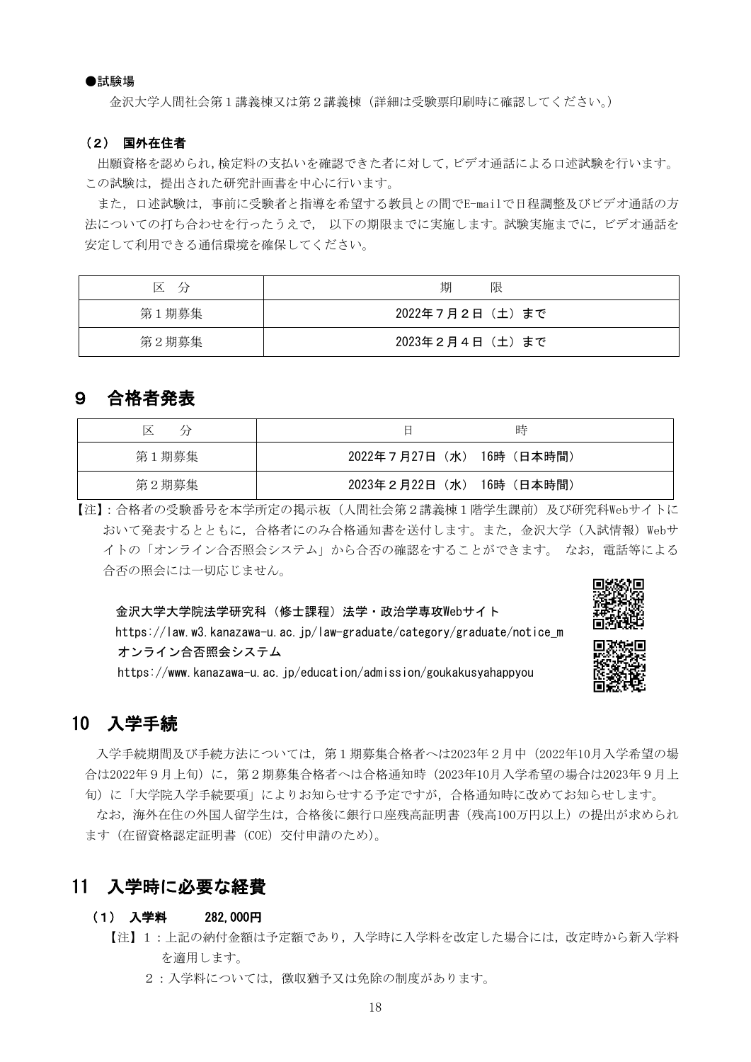●**試験場**

金沢大学人間社会第１講義棟又は第２講義棟（詳細は受験票印刷時に確認してください。）

### （２） 国外在住者

出願資格を認められ，検定料の支払いを確認できた者に対して，ビデオ通話による口述試験を行います。この試験は，提出された研究計画書を中心に行います。

また，口述試験は，事前に受験者と指導を希望する教員との間でE-mailで日程調整及びビデオ通話の方法についての打ち合わせを行ったうえで， 以下の期限までに実施します。試験実施までに，ビデオ通話を安定して利用できる通信環境を確保してください。

| 区　分 | 期　　限 |
|---|---|
| 第１期募集 | 2022年７月２日（土）まで |
| 第２期募集 | 2023年２月４日（土）まで |

## ９　合格者発表

| 区　　分 | 日　　　　　　時 |
|---|---|
| 第１期募集 | 2022年７月27日（水） 16時（日本時間） |
| 第２期募集 | 2023年２月22日（水） 16時（日本時間） |

【注】：合格者の受験番号を本学所定の掲示板（人間社会第２講義棟１階学生課前）及び研究科Webサイトにおいて発表するとともに，合格者にのみ合格通知書を送付します。また，金沢大学（入試情報）Webサイトの「オンライン合否照会システム」から合否の確認をすることができます。 なお，電話等による合否の照会には一切応じません。

**金沢大学大学院法学研究科（修士課程）法学・政治学専攻Webサイト**
https://law.w3.kanazawa-u.ac.jp/law-graduate/category/graduate/notice_m
**オンライン合否照会システム**
https://www.kanazawa-u.ac.jp/education/admission/goukakusyahappyou

## 10　入学手続

入学手続期間及び手続方法については，第１期募集合格者へは2023年２月中（2022年10月入学希望の場合は2022年９月上旬）に，第２期募集合格者へは合格通知時（2023年10月入学希望の場合は2023年９月上旬）に「大学院入学手続要項」によりお知らせする予定ですが，合格通知時に改めてお知らせします。

なお，海外在住の外国人留学生は，合格後に銀行口座残高証明書（残高100万円以上）の提出が求められます（在留資格認定証明書（COE）交付申請のため)。

## 11　入学時に必要な経費

### （１） 入学料　　282,000円

【注】１：上記の納付金額は予定額であり，入学時に入学料を改定した場合には，改定時から新入学料を適用します。

２：入学料については，徴収猶予又は免除の制度があります。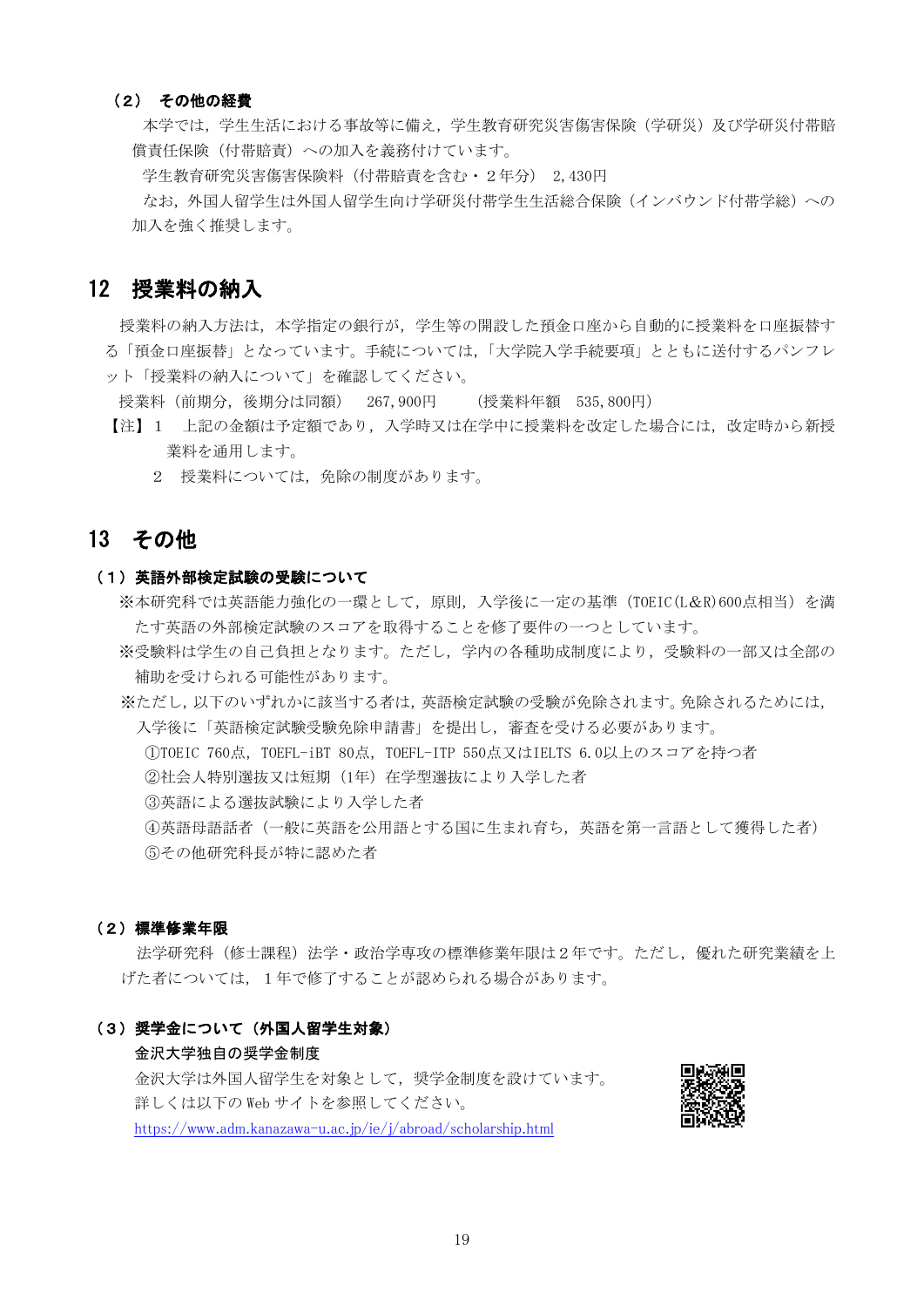### （２） その他の経費

本学では，学生生活における事故等に備え，学生教育研究災害傷害保険（学研災）及び学研災付帯賠償責任保険（付帯賠責）への加入を義務付けています。

学生教育研究災害傷害保険料（付帯賠責を含む・２年分） 2,430円

なお，外国人留学生は外国人留学生向け学研災付帯学生生活総合保険（インバウンド付帯学総）への加入を強く推奨します。

## 12 授業料の納入

授業料の納入方法は，本学指定の銀行が，学生等の開設した預金口座から自動的に授業料を口座振替する「預金口座振替」となっています。手続については，「大学院入学手続要項」とともに送付するパンフレット「授業料の納入について」を確認してください。

授業料（前期分，後期分は同額） 267,900円 （授業料年額 535,800円）

【注】１ 上記の金額は予定額であり，入学時又は在学中に授業料を改定した場合には，改定時から新授業料を適用します。

２ 授業料については，免除の制度があります。

## 13 その他

### （１）英語外部検定試験の受験について

※本研究科では英語能力強化の一環として，原則，入学後に一定の基準（TOEIC(L&R)600点相当）を満たす英語の外部検定試験のスコアを取得することを修了要件の一つとしています。

※受験料は学生の自己負担となります。ただし，学内の各種助成制度により，受験料の一部又は全部の補助を受けられる可能性があります。

※ただし，以下のいずれかに該当する者は，英語検定試験の受験が免除されます。免除されるためには，入学後に「英語検定試験受験免除申請書」を提出し，審査を受ける必要があります。

①TOEIC 760点，TOEFL-iBT 80点，TOEFL-ITP 550点又はIELTS 6.0以上のスコアを持つ者
②社会人特別選抜又は短期（1年）在学型選抜により入学した者
③英語による選抜試験により入学した者
④英語母語話者（一般に英語を公用語とする国に生まれ育ち，英語を第一言語として獲得した者）
⑤その他研究科長が特に認めた者

### （２）標準修業年限

法学研究科（修士課程）法学・政治学専攻の標準修業年限は２年です。ただし，優れた研究業績を上げた者については，１年で修了することが認められる場合があります。

### （３）奨学金について（外国人留学生対象）

**金沢大学独自の奨学金制度**

金沢大学は外国人留学生を対象として，奨学金制度を設けています。
詳しくは以下のWebサイトを参照してください。
https://www.adm.kanazawa-u.ac.jp/ie/j/abroad/scholarship.html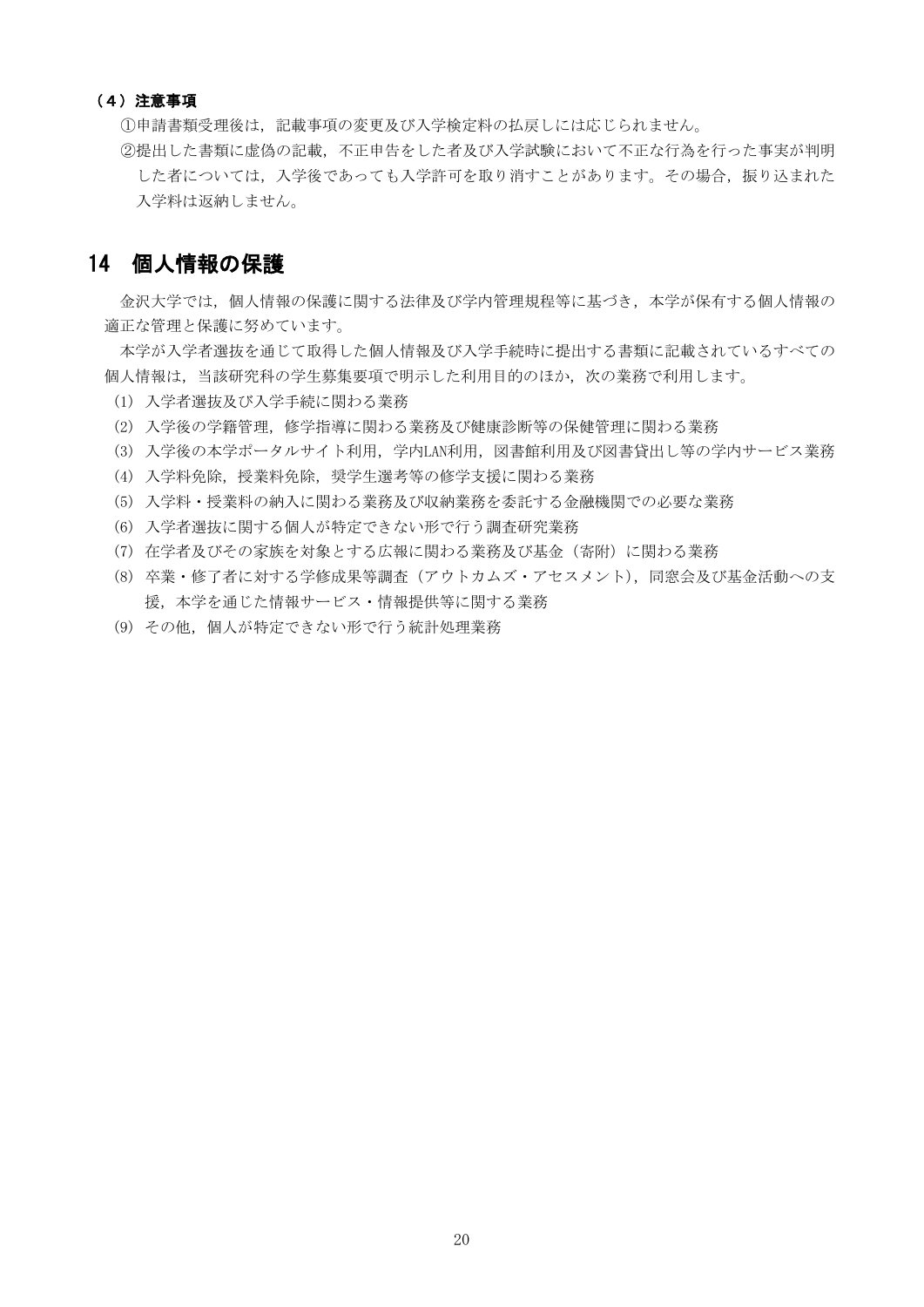### （4）注意事項

①申請書類受理後は，記載事項の変更及び入学検定料の払戻しには応じられません。

②提出した書類に虚偽の記載，不正申告をした者及び入学試験において不正な行為を行った事実が判明した者については，入学後であっても入学許可を取り消すことがあります。その場合，振り込まれた入学料は返納しません。

## 14　個人情報の保護

金沢大学では，個人情報の保護に関する法律及び学内管理規程等に基づき，本学が保有する個人情報の適正な管理と保護に努めています。

本学が入学者選抜を通じて取得した個人情報及び入学手続時に提出する書類に記載されているすべての個人情報は，当該研究科の学生募集要項で明示した利用目的のほか，次の業務で利用します。

(1) 入学者選抜及び入学手続に関わる業務
(2) 入学後の学籍管理，修学指導に関わる業務及び健康診断等の保健管理に関わる業務
(3) 入学後の本学ポータルサイト利用，学内LAN利用，図書館利用及び図書貸出し等の学内サービス業務
(4) 入学料免除，授業料免除，奨学生選考等の修学支援に関わる業務
(5) 入学料・授業料の納入に関わる業務及び収納業務を委託する金融機関での必要な業務
(6) 入学者選抜に関する個人が特定できない形で行う調査研究業務
(7) 在学者及びその家族を対象とする広報に関わる業務及び基金（寄附）に関わる業務
(8) 卒業・修了者に対する学修成果等調査（アウトカムズ・アセスメント），同窓会及び基金活動への支援，本学を通じた情報サービス・情報提供等に関する業務
(9) その他，個人が特定できない形で行う統計処理業務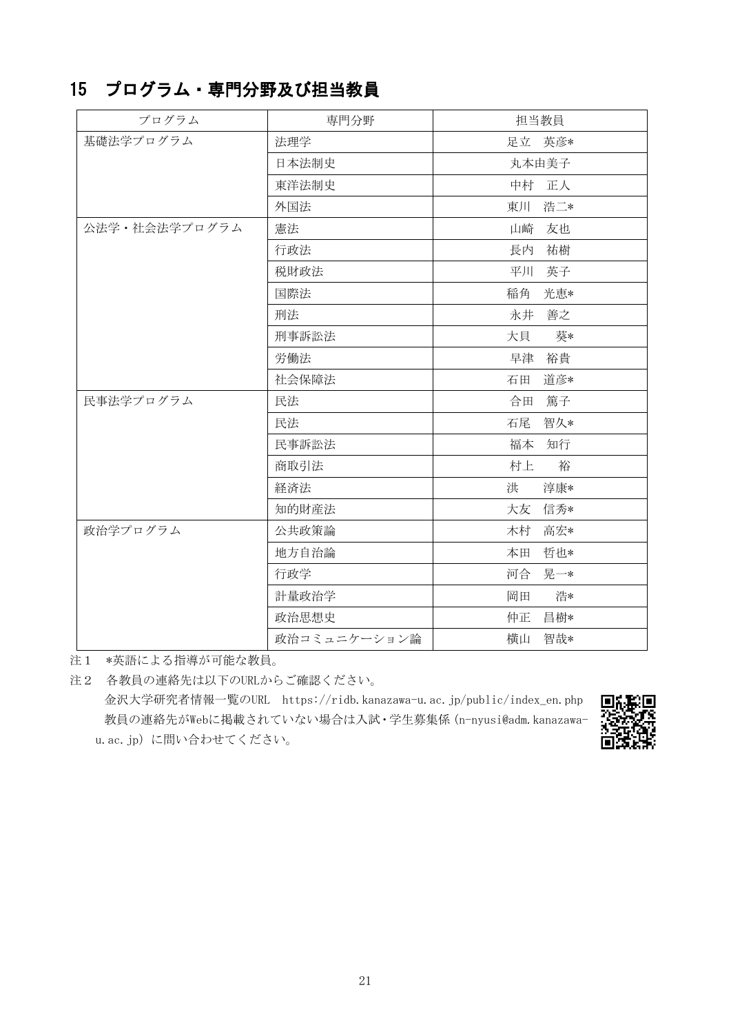## 15 プログラム・専門分野及び担当教員

| プログラム | 専門分野 | 担当教員 |
|---|---|---|
| 基礎法学プログラム | 法理学 | 足立 英彦* |
| | 日本法制史 | 丸本由美子 |
| | 東洋法制史 | 中村 正人 |
| | 外国法 | 東川 浩二* |
| 公法学・社会法学プログラム | 憲法 | 山崎 友也 |
| | 行政法 | 長内 祐樹 |
| | 税財政法 | 平川 英子 |
| | 国際法 | 稲角 光恵* |
| | 刑法 | 永井 善之 |
| | 刑事訴訟法 | 大貝 葵* |
| | 労働法 | 早津 裕貴 |
| | 社会保障法 | 石田 道彦* |
| 民事法学プログラム | 民法 | 合田 篤子 |
| | 民法 | 石尾 智久* |
| | 民事訴訟法 | 福本 知行 |
| | 商取引法 | 村上 裕 |
| | 経済法 | 洪 淳康* |
| | 知的財産法 | 大友 信秀* |
| 政治学プログラム | 公共政策論 | 木村 高宏* |
| | 地方自治論 | 本田 哲也* |
| | 行政学 | 河合 晃一* |
| | 計量政治学 | 岡田 浩* |
| | 政治思想史 | 仲正 昌樹* |
| | 政治コミュニケーション論 | 横山 智哉* |

注1 *英語による指導が可能な教員。

注2 各教員の連絡先は以下のURLからご確認ください。
金沢大学研究者情報一覧のURL https://ridb.kanazawa-u.ac.jp/public/index_en.php
教員の連絡先がWebに掲載されていない場合は入試・学生募集係(n-nyusi@adm.kanazawa-u.ac.jp)に問い合わせてください。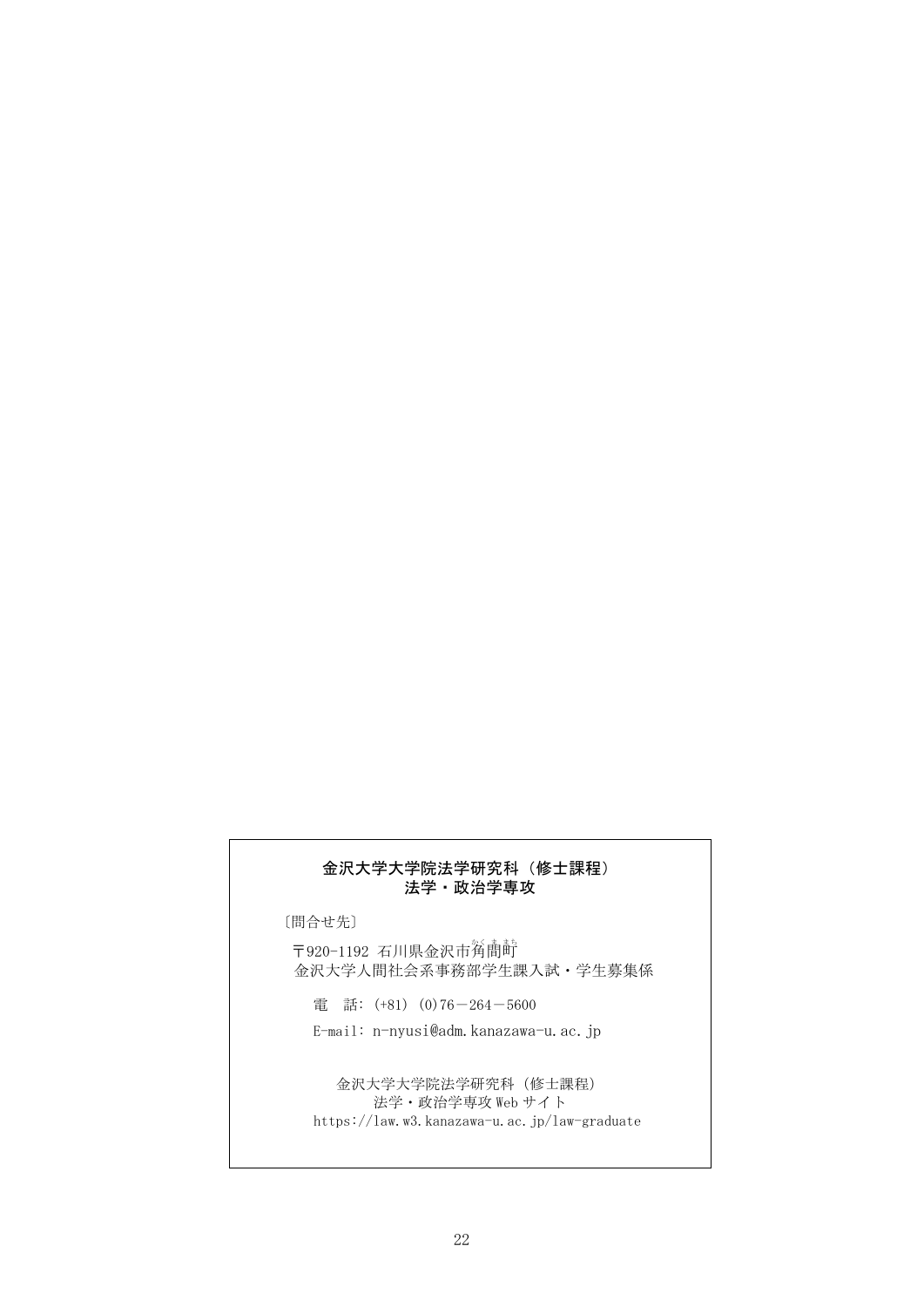**金沢大学大学院法学研究科（修士課程）**
**法学・政治学専攻**

〔問合せ先〕

〒920-1192 石川県金沢市角間町

金沢大学人間社会系事務部学生課入試・学生募集係

電　話：(+81) (0)76－264－5600

E-mail：n-nyusi@adm.kanazawa-u.ac.jp

金沢大学大学院法学研究科（修士課程）
法学・政治学専攻 Web サイト
https://law.w3.kanazawa-u.ac.jp/law-graduate